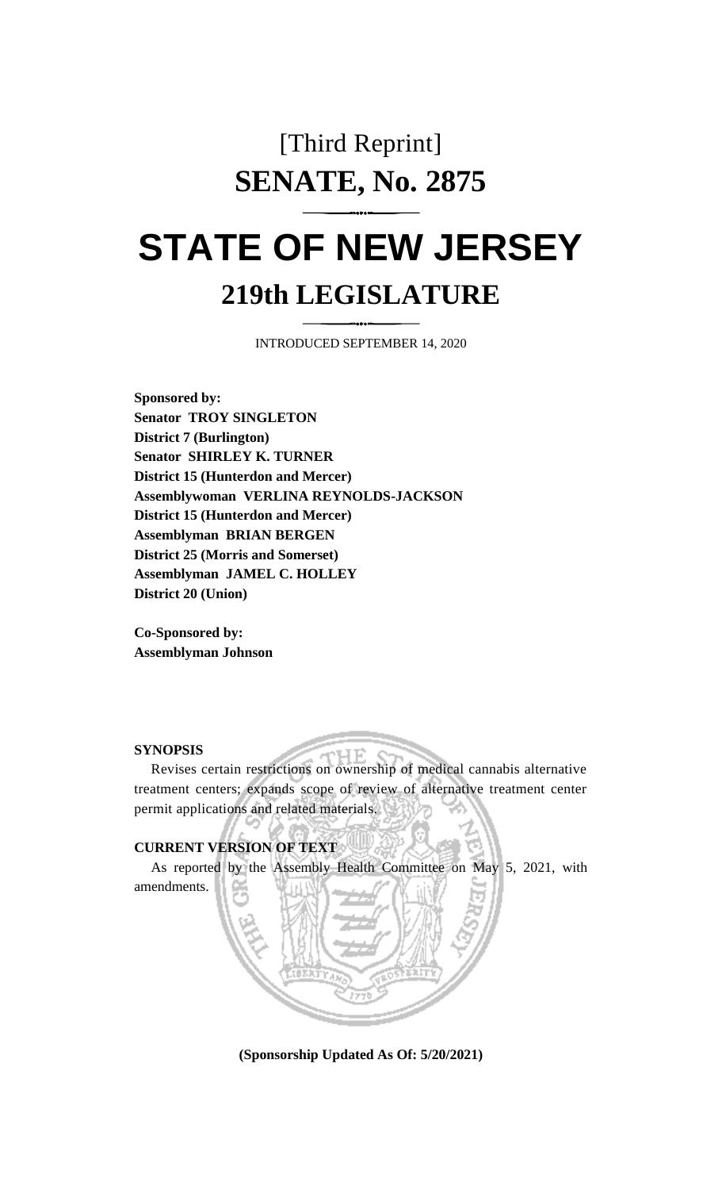[Third Reprint]

# SENATE, No. 2875

# STATE OF NEW JERSEY

## 219th LEGISLATURE

INTRODUCED SEPTEMBER 14, 2020

**Sponsored by:**
**Senator TROY SINGLETON**
**District 7 (Burlington)**
**Senator SHIRLEY K. TURNER**
**District 15 (Hunterdon and Mercer)**
**Assemblywoman VERLINA REYNOLDS-JACKSON**
**District 15 (Hunterdon and Mercer)**
**Assemblyman BRIAN BERGEN**
**District 25 (Morris and Somerset)**
**Assemblyman JAMEL C. HOLLEY**
**District 20 (Union)**

**Co-Sponsored by:**
**Assemblyman Johnson**

**SYNOPSIS**

Revises certain restrictions on ownership of medical cannabis alternative treatment centers; expands scope of review of alternative treatment center permit applications and related materials.

**CURRENT VERSION OF TEXT**

As reported by the Assembly Health Committee on May 5, 2021, with amendments.

**(Sponsorship Updated As Of: 5/20/2021)**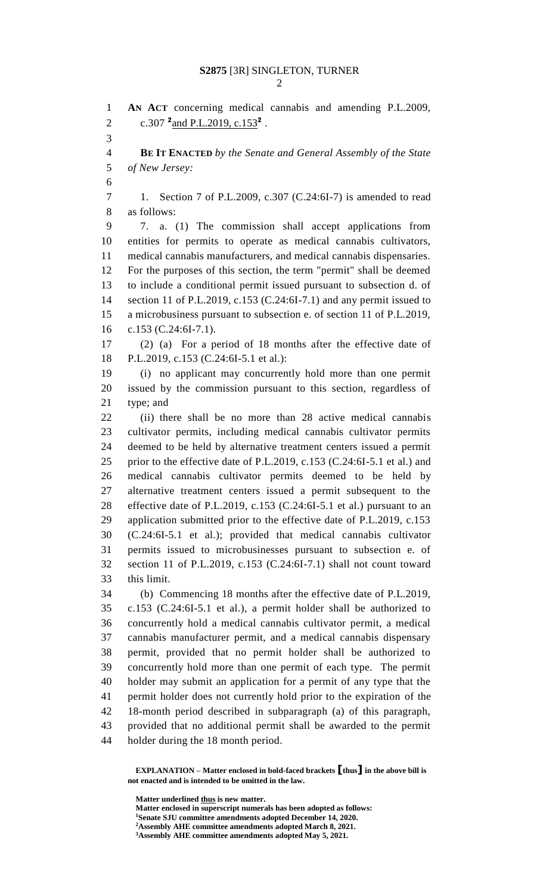**AN ACT** concerning medical cannabis and amending P.L.2009, c.307 [2]and P.L.2019, c.153[2] .

**BE IT ENACTED** *by the Senate and General Assembly of the State of New Jersey:*

1. Section 7 of P.L.2009, c.307 (C.24:6I-7) is amended to read as follows:

7. a. (1) The commission shall accept applications from entities for permits to operate as medical cannabis cultivators, medical cannabis manufacturers, and medical cannabis dispensaries. For the purposes of this section, the term "permit" shall be deemed to include a conditional permit issued pursuant to subsection d. of section 11 of P.L.2019, c.153 (C.24:6I-7.1) and any permit issued to a microbusiness pursuant to subsection e. of section 11 of P.L.2019, c.153 (C.24:6I-7.1).

(2) (a) For a period of 18 months after the effective date of P.L.2019, c.153 (C.24:6I-5.1 et al.):

(i) no applicant may concurrently hold more than one permit issued by the commission pursuant to this section, regardless of type; and

(ii) there shall be no more than 28 active medical cannabis cultivator permits, including medical cannabis cultivator permits deemed to be held by alternative treatment centers issued a permit prior to the effective date of P.L.2019, c.153 (C.24:6I-5.1 et al.) and medical cannabis cultivator permits deemed to be held by alternative treatment centers issued a permit subsequent to the effective date of P.L.2019, c.153 (C.24:6I-5.1 et al.) pursuant to an application submitted prior to the effective date of P.L.2019, c.153 (C.24:6I-5.1 et al.); provided that medical cannabis cultivator permits issued to microbusinesses pursuant to subsection e. of section 11 of P.L.2019, c.153 (C.24:6I-7.1) shall not count toward this limit.

(b) Commencing 18 months after the effective date of P.L.2019, c.153 (C.24:6I-5.1 et al.), a permit holder shall be authorized to concurrently hold a medical cannabis cultivator permit, a medical cannabis manufacturer permit, and a medical cannabis dispensary permit, provided that no permit holder shall be authorized to concurrently hold more than one permit of each type. The permit holder may submit an application for a permit of any type that the permit holder does not currently hold prior to the expiration of the 18-month period described in subparagraph (a) of this paragraph, provided that no additional permit shall be awarded to the permit holder during the 18 month period.

**EXPLANATION – Matter enclosed in bold-faced brackets [thus] in the above bill is not enacted and is intended to be omitted in the law.**

**Matter underlined thus is new matter.**
**Matter enclosed in superscript numerals has been adopted as follows:**
[1]**Senate SJU committee amendments adopted December 14, 2020.**
[2]**Assembly AHE committee amendments adopted March 8, 2021.**
[3]**Assembly AHE committee amendments adopted May 5, 2021.**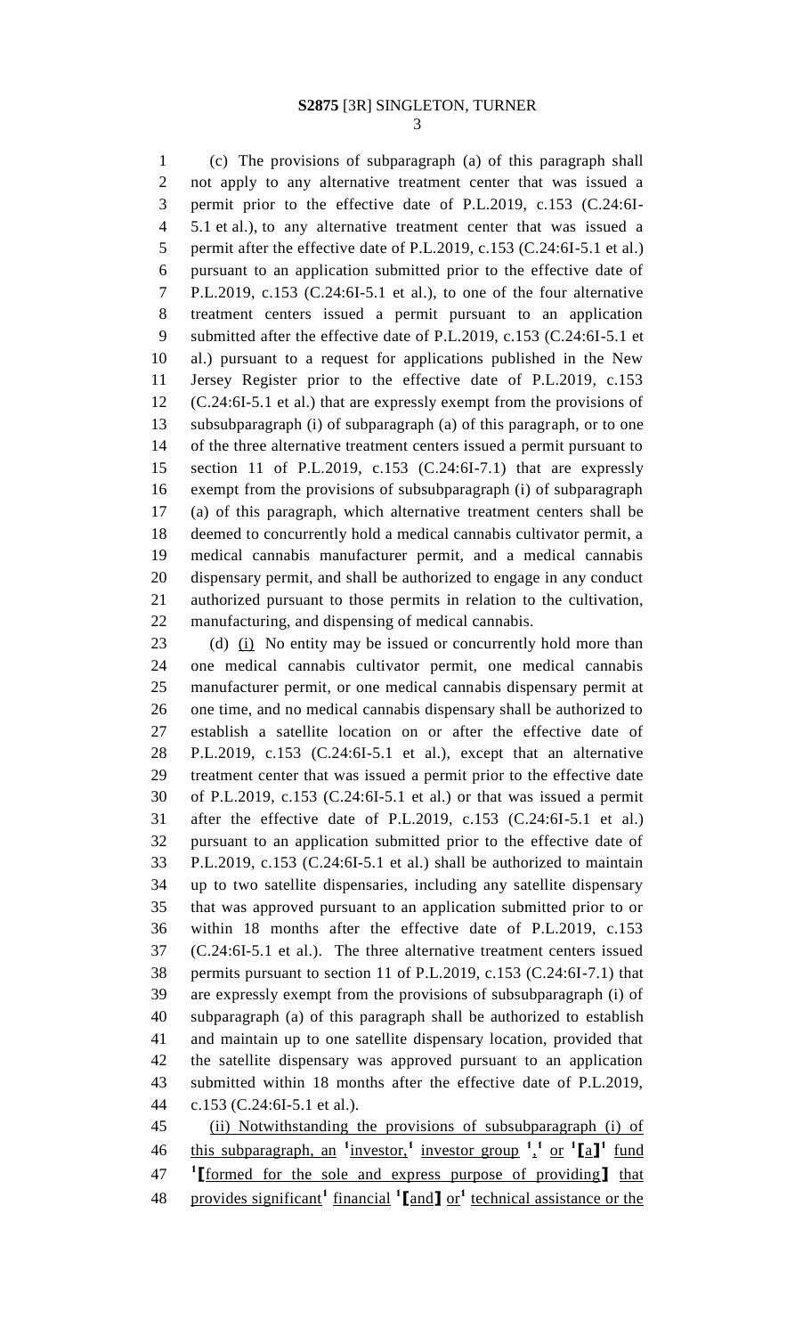(c) The provisions of subparagraph (a) of this paragraph shall not apply to any alternative treatment center that was issued a permit prior to the effective date of P.L.2019, c.153 (C.24:6I-5.1 et al.), to any alternative treatment center that was issued a permit after the effective date of P.L.2019, c.153 (C.24:6I-5.1 et al.) pursuant to an application submitted prior to the effective date of P.L.2019, c.153 (C.24:6I-5.1 et al.), to one of the four alternative treatment centers issued a permit pursuant to an application submitted after the effective date of P.L.2019, c.153 (C.24:6I-5.1 et al.) pursuant to a request for applications published in the New Jersey Register prior to the effective date of P.L.2019, c.153 (C.24:6I-5.1 et al.) that are expressly exempt from the provisions of subsubparagraph (i) of subparagraph (a) of this paragraph, or to one of the three alternative treatment centers issued a permit pursuant to section 11 of P.L.2019, c.153 (C.24:6I-7.1) that are expressly exempt from the provisions of subsubparagraph (i) of subparagraph (a) of this paragraph, which alternative treatment centers shall be deemed to concurrently hold a medical cannabis cultivator permit, a medical cannabis manufacturer permit, and a medical cannabis dispensary permit, and shall be authorized to engage in any conduct authorized pursuant to those permits in relation to the cultivation, manufacturing, and dispensing of medical cannabis.

(d) (i) No entity may be issued or concurrently hold more than one medical cannabis cultivator permit, one medical cannabis manufacturer permit, or one medical cannabis dispensary permit at one time, and no medical cannabis dispensary shall be authorized to establish a satellite location on or after the effective date of P.L.2019, c.153 (C.24:6I-5.1 et al.), except that an alternative treatment center that was issued a permit prior to the effective date of P.L.2019, c.153 (C.24:6I-5.1 et al.) or that was issued a permit after the effective date of P.L.2019, c.153 (C.24:6I-5.1 et al.) pursuant to an application submitted prior to the effective date of P.L.2019, c.153 (C.24:6I-5.1 et al.) shall be authorized to maintain up to two satellite dispensaries, including any satellite dispensary that was approved pursuant to an application submitted prior to or within 18 months after the effective date of P.L.2019, c.153 (C.24:6I-5.1 et al.). The three alternative treatment centers issued permits pursuant to section 11 of P.L.2019, c.153 (C.24:6I-7.1) that are expressly exempt from the provisions of subsubparagraph (i) of subparagraph (a) of this paragraph shall be authorized to establish and maintain up to one satellite dispensary location, provided that the satellite dispensary was approved pursuant to an application submitted within 18 months after the effective date of P.L.2019, c.153 (C.24:6I-5.1 et al.).

(ii) Notwithstanding the provisions of subsubparagraph (i) of this subparagraph, an [1]investor,[1] investor group [1],[1] or [1]⟦a⟧[1] fund [1]⟦formed for the sole and express purpose of providing⟧ that provides significant[1] financial [1]⟦and⟧ or[1] technical assistance or the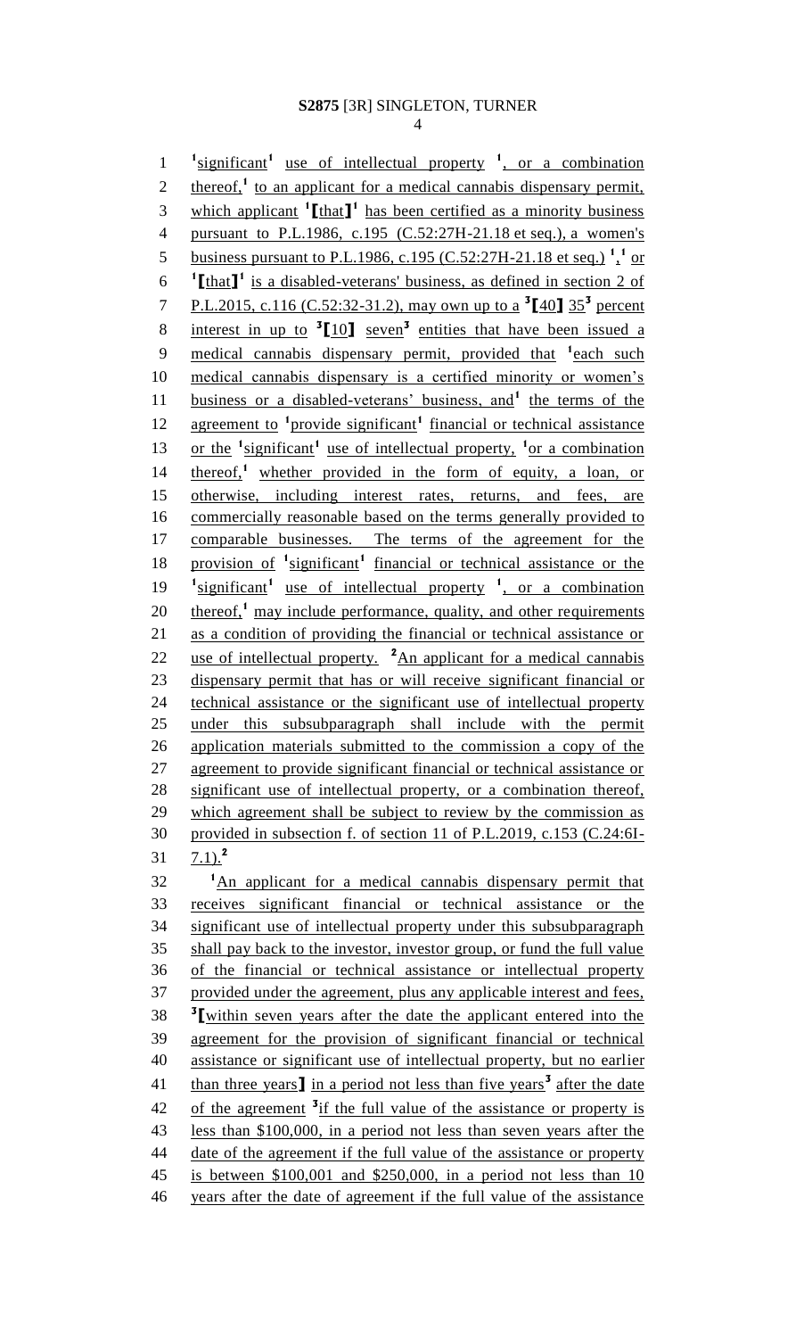[1]significant[1] use of intellectual property [1], or a combination thereof,[1] to an applicant for a medical cannabis dispensary permit, which applicant [1][that][1] has been certified as a minority business pursuant to P.L.1986, c.195 (C.52:27H-21.18 et seq.), a women's business pursuant to P.L.1986, c.195 (C.52:27H-21.18 et seq.) [1],[1] or [1][that][1] is a disabled-veterans' business, as defined in section 2 of P.L.2015, c.116 (C.52:32-31.2), may own up to a [3][40][3] 35[3] percent interest in up to [3][10][3] seven[3] entities that have been issued a medical cannabis dispensary permit, provided that [1]each such medical cannabis dispensary is a certified minority or women's business or a disabled-veterans' business, and[1] the terms of the agreement to [1]provide significant[1] financial or technical assistance or the [1]significant[1] use of intellectual property, [1]or a combination thereof,[1] whether provided in the form of equity, a loan, or otherwise, including interest rates, returns, and fees, are commercially reasonable based on the terms generally provided to comparable businesses. The terms of the agreement for the provision of [1]significant[1] financial or technical assistance or the [1]significant[1] use of intellectual property [1], or a combination thereof,[1] may include performance, quality, and other requirements as a condition of providing the financial or technical assistance or use of intellectual property. [2]An applicant for a medical cannabis dispensary permit that has or will receive significant financial or technical assistance or the significant use of intellectual property under this subsubparagraph shall include with the permit application materials submitted to the commission a copy of the agreement to provide significant financial or technical assistance or significant use of intellectual property, or a combination thereof, which agreement shall be subject to review by the commission as provided in subsection f. of section 11 of P.L.2019, c.153 (C.24:6I-7.1).[2]

[1]An applicant for a medical cannabis dispensary permit that receives significant financial or technical assistance or the significant use of intellectual property under this subsubparagraph shall pay back to the investor, investor group, or fund the full value of the financial or technical assistance or intellectual property provided under the agreement, plus any applicable interest and fees, [3][within seven years after the date the applicant entered into the agreement for the provision of significant financial or technical assistance or significant use of intellectual property, but no earlier than three years][3] in a period not less than five years[3] after the date of the agreement [3]if the full value of the assistance or property is less than $100,000, in a period not less than seven years after the date of the agreement if the full value of the assistance or property is between $100,001 and $250,000, in a period not less than 10 years after the date of agreement if the full value of the assistance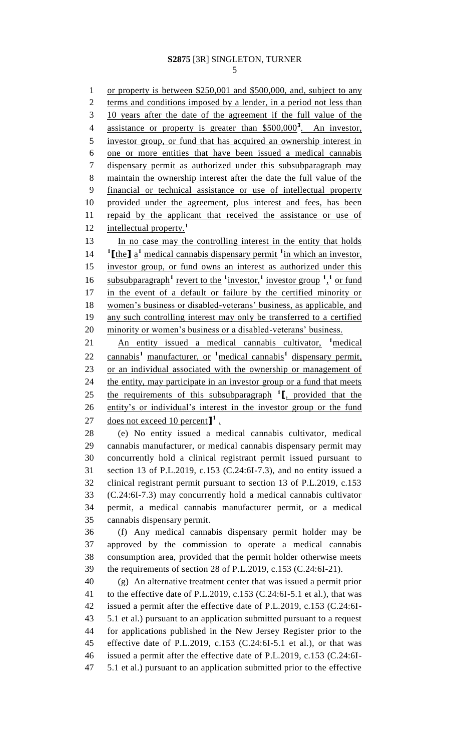or property is between $250,001 and $500,000, and, subject to any terms and conditions imposed by a lender, in a period not less than 10 years after the date of the agreement if the full value of the assistance or property is greater than $500,000[3]. An investor, investor group, or fund that has acquired an ownership interest in one or more entities that have been issued a medical cannabis dispensary permit as authorized under this subsubparagraph may maintain the ownership interest after the date the full value of the financial or technical assistance or use of intellectual property provided under the agreement, plus interest and fees, has been repaid by the applicant that received the assistance or use of intellectual property.[1]

In no case may the controlling interest in the entity that holds [1]【the】 a[1] medical cannabis dispensary permit [1]in which an investor, investor group, or fund owns an interest as authorized under this subsubparagraph[1] revert to the [1]investor,[1] investor group [1],[1] or fund in the event of a default or failure by the certified minority or women's business or disabled-veterans' business, as applicable, and any such controlling interest may only be transferred to a certified minority or women's business or a disabled-veterans' business.

An entity issued a medical cannabis cultivator, [1]medical cannabis[1] manufacturer, or [1]medical cannabis[1] dispensary permit, or an individual associated with the ownership or management of the entity, may participate in an investor group or a fund that meets the requirements of this subsubparagraph [1]【, provided that the entity's or individual's interest in the investor group or the fund does not exceed 10 percent】[1] .

(e) No entity issued a medical cannabis cultivator, medical cannabis manufacturer, or medical cannabis dispensary permit may concurrently hold a clinical registrant permit issued pursuant to section 13 of P.L.2019, c.153 (C.24:6I-7.3), and no entity issued a clinical registrant permit pursuant to section 13 of P.L.2019, c.153 (C.24:6I-7.3) may concurrently hold a medical cannabis cultivator permit, a medical cannabis manufacturer permit, or a medical cannabis dispensary permit.

(f) Any medical cannabis dispensary permit holder may be approved by the commission to operate a medical cannabis consumption area, provided that the permit holder otherwise meets the requirements of section 28 of P.L.2019, c.153 (C.24:6I-21).

(g) An alternative treatment center that was issued a permit prior to the effective date of P.L.2019, c.153 (C.24:6I-5.1 et al.), that was issued a permit after the effective date of P.L.2019, c.153 (C.24:6I-5.1 et al.) pursuant to an application submitted pursuant to a request for applications published in the New Jersey Register prior to the effective date of P.L.2019, c.153 (C.24:6I-5.1 et al.), or that was issued a permit after the effective date of P.L.2019, c.153 (C.24:6I-5.1 et al.) pursuant to an application submitted prior to the effective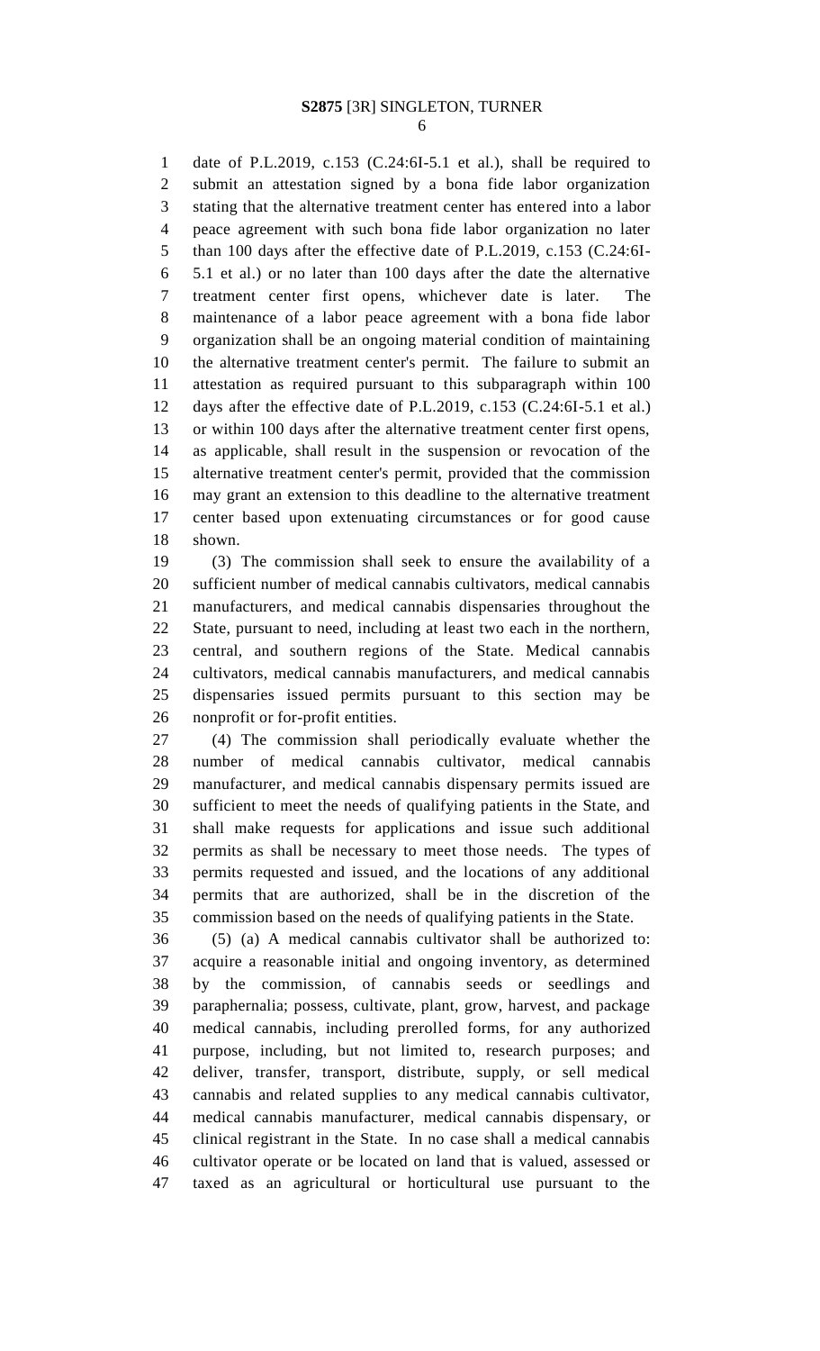date of P.L.2019, c.153 (C.24:6I-5.1 et al.), shall be required to submit an attestation signed by a bona fide labor organization stating that the alternative treatment center has entered into a labor peace agreement with such bona fide labor organization no later than 100 days after the effective date of P.L.2019, c.153 (C.24:6I-5.1 et al.) or no later than 100 days after the date the alternative treatment center first opens, whichever date is later. The maintenance of a labor peace agreement with a bona fide labor organization shall be an ongoing material condition of maintaining the alternative treatment center's permit. The failure to submit an attestation as required pursuant to this subparagraph within 100 days after the effective date of P.L.2019, c.153 (C.24:6I-5.1 et al.) or within 100 days after the alternative treatment center first opens, as applicable, shall result in the suspension or revocation of the alternative treatment center's permit, provided that the commission may grant an extension to this deadline to the alternative treatment center based upon extenuating circumstances or for good cause shown.

(3) The commission shall seek to ensure the availability of a sufficient number of medical cannabis cultivators, medical cannabis manufacturers, and medical cannabis dispensaries throughout the State, pursuant to need, including at least two each in the northern, central, and southern regions of the State. Medical cannabis cultivators, medical cannabis manufacturers, and medical cannabis dispensaries issued permits pursuant to this section may be nonprofit or for-profit entities.

(4) The commission shall periodically evaluate whether the number of medical cannabis cultivator, medical cannabis manufacturer, and medical cannabis dispensary permits issued are sufficient to meet the needs of qualifying patients in the State, and shall make requests for applications and issue such additional permits as shall be necessary to meet those needs. The types of permits requested and issued, and the locations of any additional permits that are authorized, shall be in the discretion of the commission based on the needs of qualifying patients in the State.

(5) (a) A medical cannabis cultivator shall be authorized to: acquire a reasonable initial and ongoing inventory, as determined by the commission, of cannabis seeds or seedlings and paraphernalia; possess, cultivate, plant, grow, harvest, and package medical cannabis, including prerolled forms, for any authorized purpose, including, but not limited to, research purposes; and deliver, transfer, transport, distribute, supply, or sell medical cannabis and related supplies to any medical cannabis cultivator, medical cannabis manufacturer, medical cannabis dispensary, or clinical registrant in the State. In no case shall a medical cannabis cultivator operate or be located on land that is valued, assessed or taxed as an agricultural or horticultural use pursuant to the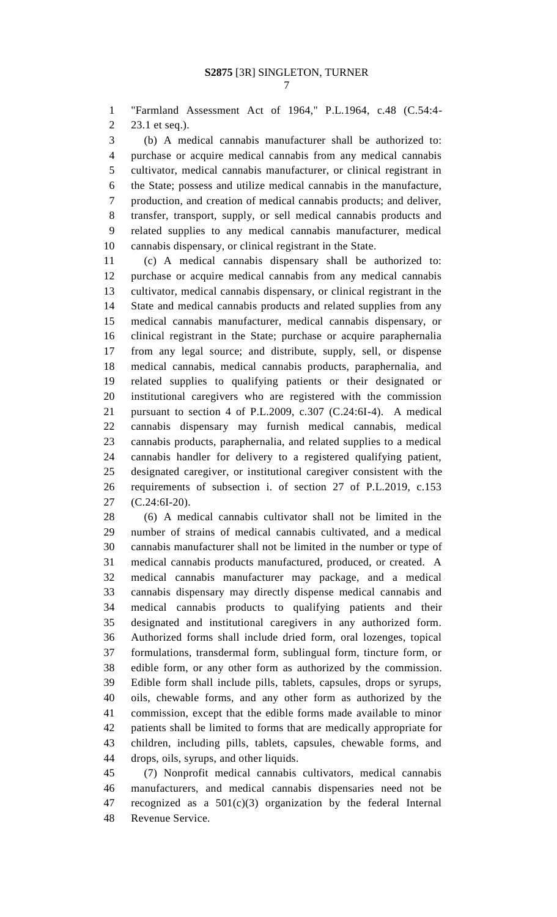"Farmland Assessment Act of 1964," P.L.1964, c.48 (C.54:4-23.1 et seq.).

(b) A medical cannabis manufacturer shall be authorized to: purchase or acquire medical cannabis from any medical cannabis cultivator, medical cannabis manufacturer, or clinical registrant in the State; possess and utilize medical cannabis in the manufacture, production, and creation of medical cannabis products; and deliver, transfer, transport, supply, or sell medical cannabis products and related supplies to any medical cannabis manufacturer, medical cannabis dispensary, or clinical registrant in the State.

(c) A medical cannabis dispensary shall be authorized to: purchase or acquire medical cannabis from any medical cannabis cultivator, medical cannabis dispensary, or clinical registrant in the State and medical cannabis products and related supplies from any medical cannabis manufacturer, medical cannabis dispensary, or clinical registrant in the State; purchase or acquire paraphernalia from any legal source; and distribute, supply, sell, or dispense medical cannabis, medical cannabis products, paraphernalia, and related supplies to qualifying patients or their designated or institutional caregivers who are registered with the commission pursuant to section 4 of P.L.2009, c.307 (C.24:6I-4). A medical cannabis dispensary may furnish medical cannabis, medical cannabis products, paraphernalia, and related supplies to a medical cannabis handler for delivery to a registered qualifying patient, designated caregiver, or institutional caregiver consistent with the requirements of subsection i. of section 27 of P.L.2019, c.153 (C.24:6I-20).

(6) A medical cannabis cultivator shall not be limited in the number of strains of medical cannabis cultivated, and a medical cannabis manufacturer shall not be limited in the number or type of medical cannabis products manufactured, produced, or created. A medical cannabis manufacturer may package, and a medical cannabis dispensary may directly dispense medical cannabis and medical cannabis products to qualifying patients and their designated and institutional caregivers in any authorized form. Authorized forms shall include dried form, oral lozenges, topical formulations, transdermal form, sublingual form, tincture form, or edible form, or any other form as authorized by the commission. Edible form shall include pills, tablets, capsules, drops or syrups, oils, chewable forms, and any other form as authorized by the commission, except that the edible forms made available to minor patients shall be limited to forms that are medically appropriate for children, including pills, tablets, capsules, chewable forms, and drops, oils, syrups, and other liquids.

(7) Nonprofit medical cannabis cultivators, medical cannabis manufacturers, and medical cannabis dispensaries need not be recognized as a 501(c)(3) organization by the federal Internal Revenue Service.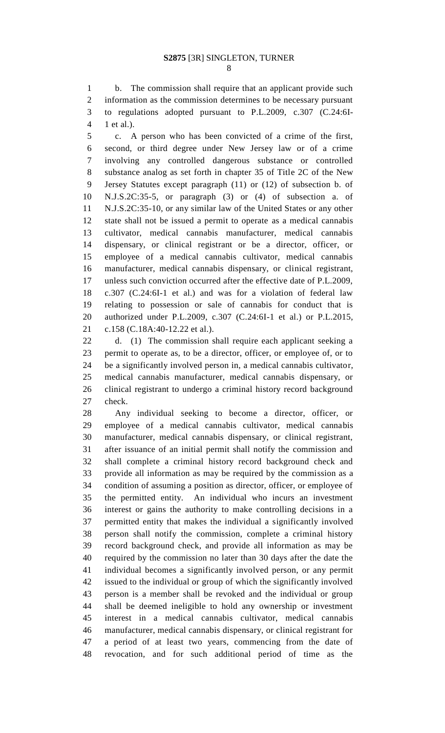b. The commission shall require that an applicant provide such information as the commission determines to be necessary pursuant to regulations adopted pursuant to P.L.2009, c.307 (C.24:6I-1 et al.).

c. A person who has been convicted of a crime of the first, second, or third degree under New Jersey law or of a crime involving any controlled dangerous substance or controlled substance analog as set forth in chapter 35 of Title 2C of the New Jersey Statutes except paragraph (11) or (12) of subsection b. of N.J.S.2C:35-5, or paragraph (3) or (4) of subsection a. of N.J.S.2C:35-10, or any similar law of the United States or any other state shall not be issued a permit to operate as a medical cannabis cultivator, medical cannabis manufacturer, medical cannabis dispensary, or clinical registrant or be a director, officer, or employee of a medical cannabis cultivator, medical cannabis manufacturer, medical cannabis dispensary, or clinical registrant, unless such conviction occurred after the effective date of P.L.2009, c.307 (C.24:6I-1 et al.) and was for a violation of federal law relating to possession or sale of cannabis for conduct that is authorized under P.L.2009, c.307 (C.24:6I-1 et al.) or P.L.2015, c.158 (C.18A:40-12.22 et al.).

d. (1) The commission shall require each applicant seeking a permit to operate as, to be a director, officer, or employee of, or to be a significantly involved person in, a medical cannabis cultivator, medical cannabis manufacturer, medical cannabis dispensary, or clinical registrant to undergo a criminal history record background check.

Any individual seeking to become a director, officer, or employee of a medical cannabis cultivator, medical cannabis manufacturer, medical cannabis dispensary, or clinical registrant, after issuance of an initial permit shall notify the commission and shall complete a criminal history record background check and provide all information as may be required by the commission as a condition of assuming a position as director, officer, or employee of the permitted entity. An individual who incurs an investment interest or gains the authority to make controlling decisions in a permitted entity that makes the individual a significantly involved person shall notify the commission, complete a criminal history record background check, and provide all information as may be required by the commission no later than 30 days after the date the individual becomes a significantly involved person, or any permit issued to the individual or group of which the significantly involved person is a member shall be revoked and the individual or group shall be deemed ineligible to hold any ownership or investment interest in a medical cannabis cultivator, medical cannabis manufacturer, medical cannabis dispensary, or clinical registrant for a period of at least two years, commencing from the date of revocation, and for such additional period of time as the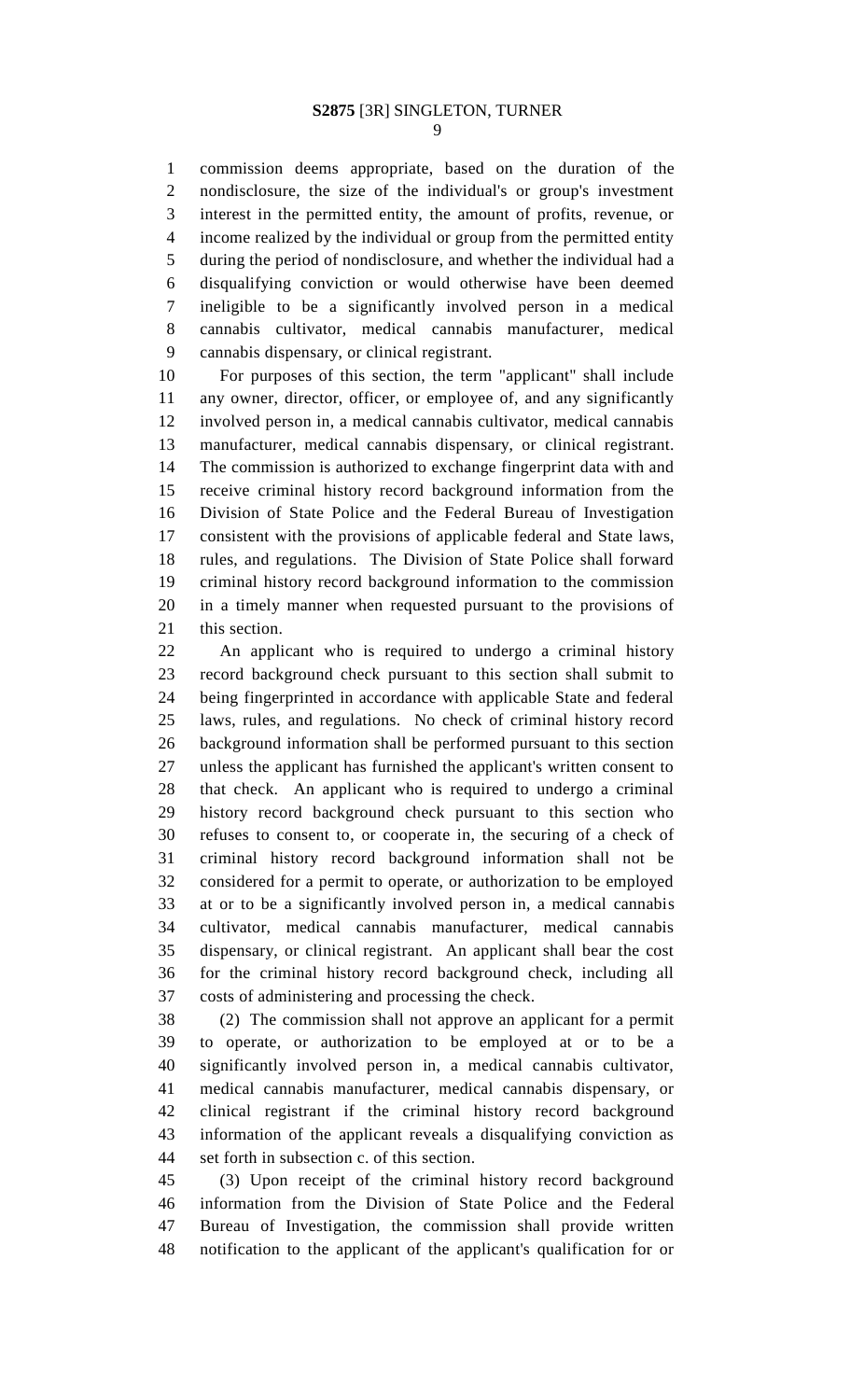commission deems appropriate, based on the duration of the nondisclosure, the size of the individual's or group's investment interest in the permitted entity, the amount of profits, revenue, or income realized by the individual or group from the permitted entity during the period of nondisclosure, and whether the individual had a disqualifying conviction or would otherwise have been deemed ineligible to be a significantly involved person in a medical cannabis cultivator, medical cannabis manufacturer, medical cannabis dispensary, or clinical registrant.

For purposes of this section, the term "applicant" shall include any owner, director, officer, or employee of, and any significantly involved person in, a medical cannabis cultivator, medical cannabis manufacturer, medical cannabis dispensary, or clinical registrant. The commission is authorized to exchange fingerprint data with and receive criminal history record background information from the Division of State Police and the Federal Bureau of Investigation consistent with the provisions of applicable federal and State laws, rules, and regulations. The Division of State Police shall forward criminal history record background information to the commission in a timely manner when requested pursuant to the provisions of this section.

An applicant who is required to undergo a criminal history record background check pursuant to this section shall submit to being fingerprinted in accordance with applicable State and federal laws, rules, and regulations. No check of criminal history record background information shall be performed pursuant to this section unless the applicant has furnished the applicant's written consent to that check. An applicant who is required to undergo a criminal history record background check pursuant to this section who refuses to consent to, or cooperate in, the securing of a check of criminal history record background information shall not be considered for a permit to operate, or authorization to be employed at or to be a significantly involved person in, a medical cannabis cultivator, medical cannabis manufacturer, medical cannabis dispensary, or clinical registrant. An applicant shall bear the cost for the criminal history record background check, including all costs of administering and processing the check.

(2) The commission shall not approve an applicant for a permit to operate, or authorization to be employed at or to be a significantly involved person in, a medical cannabis cultivator, medical cannabis manufacturer, medical cannabis dispensary, or clinical registrant if the criminal history record background information of the applicant reveals a disqualifying conviction as set forth in subsection c. of this section.

(3) Upon receipt of the criminal history record background information from the Division of State Police and the Federal Bureau of Investigation, the commission shall provide written notification to the applicant of the applicant's qualification for or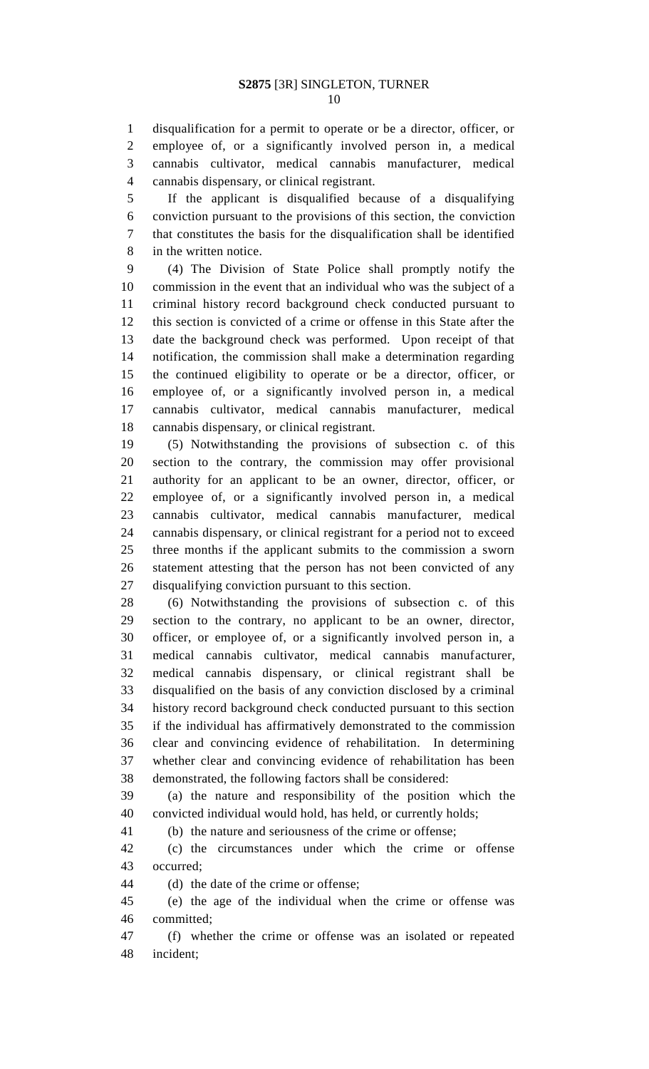disqualification for a permit to operate or be a director, officer, or employee of, or a significantly involved person in, a medical cannabis cultivator, medical cannabis manufacturer, medical cannabis dispensary, or clinical registrant.

If the applicant is disqualified because of a disqualifying conviction pursuant to the provisions of this section, the conviction that constitutes the basis for the disqualification shall be identified in the written notice.

(4) The Division of State Police shall promptly notify the commission in the event that an individual who was the subject of a criminal history record background check conducted pursuant to this section is convicted of a crime or offense in this State after the date the background check was performed. Upon receipt of that notification, the commission shall make a determination regarding the continued eligibility to operate or be a director, officer, or employee of, or a significantly involved person in, a medical cannabis cultivator, medical cannabis manufacturer, medical cannabis dispensary, or clinical registrant.

(5) Notwithstanding the provisions of subsection c. of this section to the contrary, the commission may offer provisional authority for an applicant to be an owner, director, officer, or employee of, or a significantly involved person in, a medical cannabis cultivator, medical cannabis manufacturer, medical cannabis dispensary, or clinical registrant for a period not to exceed three months if the applicant submits to the commission a sworn statement attesting that the person has not been convicted of any disqualifying conviction pursuant to this section.

(6) Notwithstanding the provisions of subsection c. of this section to the contrary, no applicant to be an owner, director, officer, or employee of, or a significantly involved person in, a medical cannabis cultivator, medical cannabis manufacturer, medical cannabis dispensary, or clinical registrant shall be disqualified on the basis of any conviction disclosed by a criminal history record background check conducted pursuant to this section if the individual has affirmatively demonstrated to the commission clear and convincing evidence of rehabilitation. In determining whether clear and convincing evidence of rehabilitation has been demonstrated, the following factors shall be considered:

(a) the nature and responsibility of the position which the convicted individual would hold, has held, or currently holds;

(b) the nature and seriousness of the crime or offense;

(c) the circumstances under which the crime or offense occurred;

(d) the date of the crime or offense;

(e) the age of the individual when the crime or offense was committed;

(f) whether the crime or offense was an isolated or repeated incident;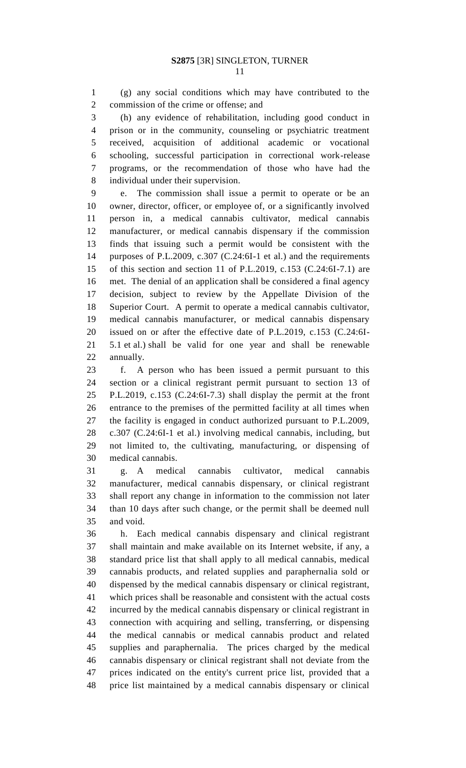(g) any social conditions which may have contributed to the commission of the crime or offense; and

(h) any evidence of rehabilitation, including good conduct in prison or in the community, counseling or psychiatric treatment received, acquisition of additional academic or vocational schooling, successful participation in correctional work-release programs, or the recommendation of those who have had the individual under their supervision.

e. The commission shall issue a permit to operate or be an owner, director, officer, or employee of, or a significantly involved person in, a medical cannabis cultivator, medical cannabis manufacturer, or medical cannabis dispensary if the commission finds that issuing such a permit would be consistent with the purposes of P.L.2009, c.307 (C.24:6I-1 et al.) and the requirements of this section and section 11 of P.L.2019, c.153 (C.24:6I-7.1) are met. The denial of an application shall be considered a final agency decision, subject to review by the Appellate Division of the Superior Court. A permit to operate a medical cannabis cultivator, medical cannabis manufacturer, or medical cannabis dispensary issued on or after the effective date of P.L.2019, c.153 (C.24:6I-5.1 et al.) shall be valid for one year and shall be renewable annually.

f. A person who has been issued a permit pursuant to this section or a clinical registrant permit pursuant to section 13 of P.L.2019, c.153 (C.24:6I-7.3) shall display the permit at the front entrance to the premises of the permitted facility at all times when the facility is engaged in conduct authorized pursuant to P.L.2009, c.307 (C.24:6I-1 et al.) involving medical cannabis, including, but not limited to, the cultivating, manufacturing, or dispensing of medical cannabis.

g. A medical cannabis cultivator, medical cannabis manufacturer, medical cannabis dispensary, or clinical registrant shall report any change in information to the commission not later than 10 days after such change, or the permit shall be deemed null and void.

h. Each medical cannabis dispensary and clinical registrant shall maintain and make available on its Internet website, if any, a standard price list that shall apply to all medical cannabis, medical cannabis products, and related supplies and paraphernalia sold or dispensed by the medical cannabis dispensary or clinical registrant, which prices shall be reasonable and consistent with the actual costs incurred by the medical cannabis dispensary or clinical registrant in connection with acquiring and selling, transferring, or dispensing the medical cannabis or medical cannabis product and related supplies and paraphernalia. The prices charged by the medical cannabis dispensary or clinical registrant shall not deviate from the prices indicated on the entity's current price list, provided that a price list maintained by a medical cannabis dispensary or clinical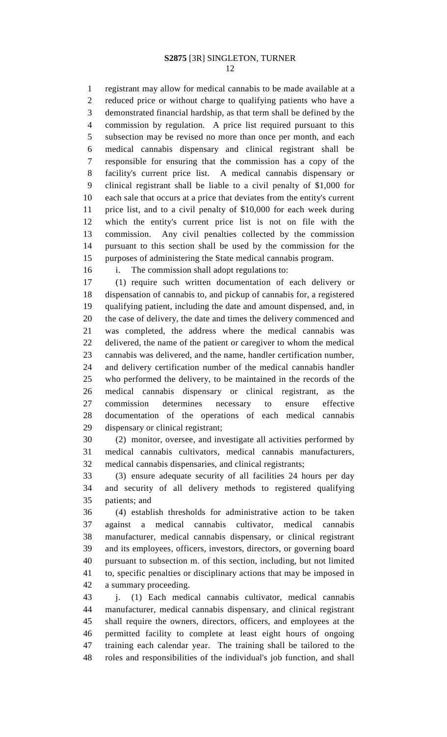registrant may allow for medical cannabis to be made available at a reduced price or without charge to qualifying patients who have a demonstrated financial hardship, as that term shall be defined by the commission by regulation. A price list required pursuant to this subsection may be revised no more than once per month, and each medical cannabis dispensary and clinical registrant shall be responsible for ensuring that the commission has a copy of the facility's current price list. A medical cannabis dispensary or clinical registrant shall be liable to a civil penalty of $1,000 for each sale that occurs at a price that deviates from the entity's current price list, and to a civil penalty of $10,000 for each week during which the entity's current price list is not on file with the commission. Any civil penalties collected by the commission pursuant to this section shall be used by the commission for the purposes of administering the State medical cannabis program.

i. The commission shall adopt regulations to:

(1) require such written documentation of each delivery or dispensation of cannabis to, and pickup of cannabis for, a registered qualifying patient, including the date and amount dispensed, and, in the case of delivery, the date and times the delivery commenced and was completed, the address where the medical cannabis was delivered, the name of the patient or caregiver to whom the medical cannabis was delivered, and the name, handler certification number, and delivery certification number of the medical cannabis handler who performed the delivery, to be maintained in the records of the medical cannabis dispensary or clinical registrant, as the commission determines necessary to ensure effective documentation of the operations of each medical cannabis dispensary or clinical registrant;

(2) monitor, oversee, and investigate all activities performed by medical cannabis cultivators, medical cannabis manufacturers, medical cannabis dispensaries, and clinical registrants;

(3) ensure adequate security of all facilities 24 hours per day and security of all delivery methods to registered qualifying patients; and

(4) establish thresholds for administrative action to be taken against a medical cannabis cultivator, medical cannabis manufacturer, medical cannabis dispensary, or clinical registrant and its employees, officers, investors, directors, or governing board pursuant to subsection m. of this section, including, but not limited to, specific penalties or disciplinary actions that may be imposed in a summary proceeding.

j. (1) Each medical cannabis cultivator, medical cannabis manufacturer, medical cannabis dispensary, and clinical registrant shall require the owners, directors, officers, and employees at the permitted facility to complete at least eight hours of ongoing training each calendar year. The training shall be tailored to the roles and responsibilities of the individual's job function, and shall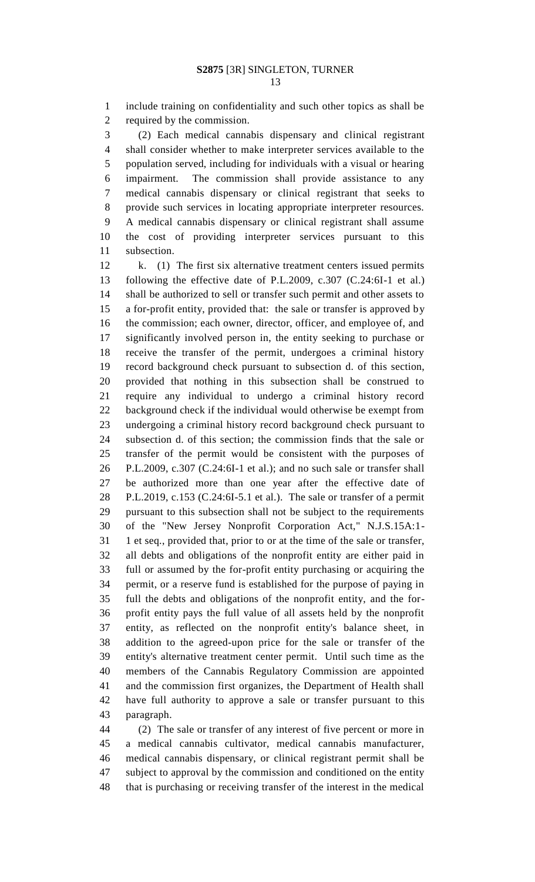include training on confidentiality and such other topics as shall be required by the commission.

(2) Each medical cannabis dispensary and clinical registrant shall consider whether to make interpreter services available to the population served, including for individuals with a visual or hearing impairment. The commission shall provide assistance to any medical cannabis dispensary or clinical registrant that seeks to provide such services in locating appropriate interpreter resources. A medical cannabis dispensary or clinical registrant shall assume the cost of providing interpreter services pursuant to this subsection.

k. (1) The first six alternative treatment centers issued permits following the effective date of P.L.2009, c.307 (C.24:6I-1 et al.) shall be authorized to sell or transfer such permit and other assets to a for-profit entity, provided that: the sale or transfer is approved by the commission; each owner, director, officer, and employee of, and significantly involved person in, the entity seeking to purchase or receive the transfer of the permit, undergoes a criminal history record background check pursuant to subsection d. of this section, provided that nothing in this subsection shall be construed to require any individual to undergo a criminal history record background check if the individual would otherwise be exempt from undergoing a criminal history record background check pursuant to subsection d. of this section; the commission finds that the sale or transfer of the permit would be consistent with the purposes of P.L.2009, c.307 (C.24:6I-1 et al.); and no such sale or transfer shall be authorized more than one year after the effective date of P.L.2019, c.153 (C.24:6I-5.1 et al.). The sale or transfer of a permit pursuant to this subsection shall not be subject to the requirements of the "New Jersey Nonprofit Corporation Act," N.J.S.15A:1-1 et seq., provided that, prior to or at the time of the sale or transfer, all debts and obligations of the nonprofit entity are either paid in full or assumed by the for-profit entity purchasing or acquiring the permit, or a reserve fund is established for the purpose of paying in full the debts and obligations of the nonprofit entity, and the for-profit entity pays the full value of all assets held by the nonprofit entity, as reflected on the nonprofit entity's balance sheet, in addition to the agreed-upon price for the sale or transfer of the entity's alternative treatment center permit. Until such time as the members of the Cannabis Regulatory Commission are appointed and the commission first organizes, the Department of Health shall have full authority to approve a sale or transfer pursuant to this paragraph.

(2) The sale or transfer of any interest of five percent or more in a medical cannabis cultivator, medical cannabis manufacturer, medical cannabis dispensary, or clinical registrant permit shall be subject to approval by the commission and conditioned on the entity that is purchasing or receiving transfer of the interest in the medical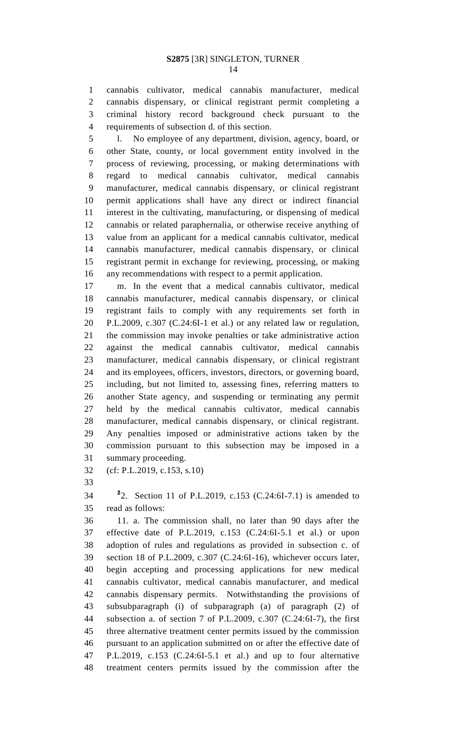cannabis cultivator, medical cannabis manufacturer, medical cannabis dispensary, or clinical registrant permit completing a criminal history record background check pursuant to the requirements of subsection d. of this section.

l. No employee of any department, division, agency, board, or other State, county, or local government entity involved in the process of reviewing, processing, or making determinations with regard to medical cannabis cultivator, medical cannabis manufacturer, medical cannabis dispensary, or clinical registrant permit applications shall have any direct or indirect financial interest in the cultivating, manufacturing, or dispensing of medical cannabis or related paraphernalia, or otherwise receive anything of value from an applicant for a medical cannabis cultivator, medical cannabis manufacturer, medical cannabis dispensary, or clinical registrant permit in exchange for reviewing, processing, or making any recommendations with respect to a permit application.

m. In the event that a medical cannabis cultivator, medical cannabis manufacturer, medical cannabis dispensary, or clinical registrant fails to comply with any requirements set forth in P.L.2009, c.307 (C.24:6I-1 et al.) or any related law or regulation, the commission may invoke penalties or take administrative action against the medical cannabis cultivator, medical cannabis manufacturer, medical cannabis dispensary, or clinical registrant and its employees, officers, investors, directors, or governing board, including, but not limited to, assessing fines, referring matters to another State agency, and suspending or terminating any permit held by the medical cannabis cultivator, medical cannabis manufacturer, medical cannabis dispensary, or clinical registrant. Any penalties imposed or administrative actions taken by the commission pursuant to this subsection may be imposed in a summary proceeding.

(cf: P.L.2019, c.153, s.10)

[2]2. Section 11 of P.L.2019, c.153 (C.24:6I-7.1) is amended to read as follows:

11. a. The commission shall, no later than 90 days after the effective date of P.L.2019, c.153 (C.24:6I-5.1 et al.) or upon adoption of rules and regulations as provided in subsection c. of section 18 of P.L.2009, c.307 (C.24:6I-16), whichever occurs later, begin accepting and processing applications for new medical cannabis cultivator, medical cannabis manufacturer, and medical cannabis dispensary permits. Notwithstanding the provisions of subsubparagraph (i) of subparagraph (a) of paragraph (2) of subsection a. of section 7 of P.L.2009, c.307 (C.24:6I-7), the first three alternative treatment center permits issued by the commission pursuant to an application submitted on or after the effective date of P.L.2019, c.153 (C.24:6I-5.1 et al.) and up to four alternative treatment centers permits issued by the commission after the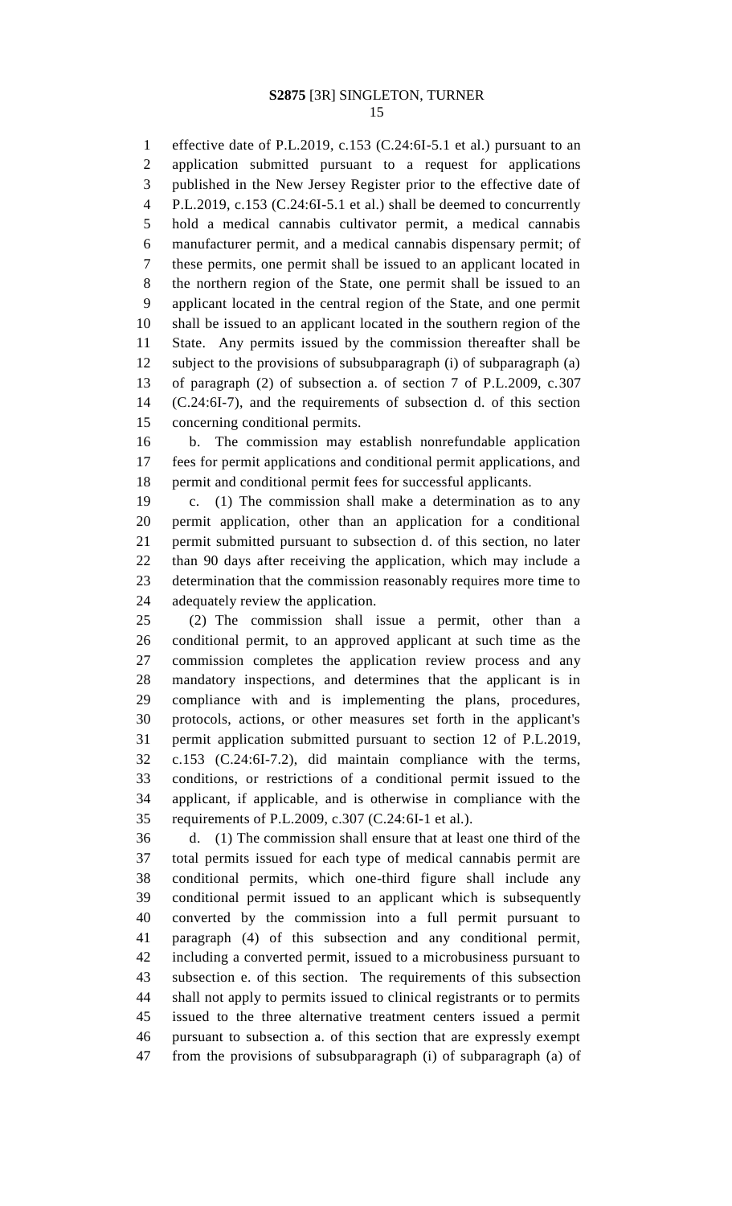effective date of P.L.2019, c.153 (C.24:6I-5.1 et al.) pursuant to an application submitted pursuant to a request for applications published in the New Jersey Register prior to the effective date of P.L.2019, c.153 (C.24:6I-5.1 et al.) shall be deemed to concurrently hold a medical cannabis cultivator permit, a medical cannabis manufacturer permit, and a medical cannabis dispensary permit; of these permits, one permit shall be issued to an applicant located in the northern region of the State, one permit shall be issued to an applicant located in the central region of the State, and one permit shall be issued to an applicant located in the southern region of the State. Any permits issued by the commission thereafter shall be subject to the provisions of subsubparagraph (i) of subparagraph (a) of paragraph (2) of subsection a. of section 7 of P.L.2009, c.307 (C.24:6I-7), and the requirements of subsection d. of this section concerning conditional permits.

b. The commission may establish nonrefundable application fees for permit applications and conditional permit applications, and permit and conditional permit fees for successful applicants.

c. (1) The commission shall make a determination as to any permit application, other than an application for a conditional permit submitted pursuant to subsection d. of this section, no later than 90 days after receiving the application, which may include a determination that the commission reasonably requires more time to adequately review the application.

(2) The commission shall issue a permit, other than a conditional permit, to an approved applicant at such time as the commission completes the application review process and any mandatory inspections, and determines that the applicant is in compliance with and is implementing the plans, procedures, protocols, actions, or other measures set forth in the applicant's permit application submitted pursuant to section 12 of P.L.2019, c.153 (C.24:6I-7.2), did maintain compliance with the terms, conditions, or restrictions of a conditional permit issued to the applicant, if applicable, and is otherwise in compliance with the requirements of P.L.2009, c.307 (C.24:6I-1 et al.).

d. (1) The commission shall ensure that at least one third of the total permits issued for each type of medical cannabis permit are conditional permits, which one-third figure shall include any conditional permit issued to an applicant which is subsequently converted by the commission into a full permit pursuant to paragraph (4) of this subsection and any conditional permit, including a converted permit, issued to a microbusiness pursuant to subsection e. of this section. The requirements of this subsection shall not apply to permits issued to clinical registrants or to permits issued to the three alternative treatment centers issued a permit pursuant to subsection a. of this section that are expressly exempt from the provisions of subsubparagraph (i) of subparagraph (a) of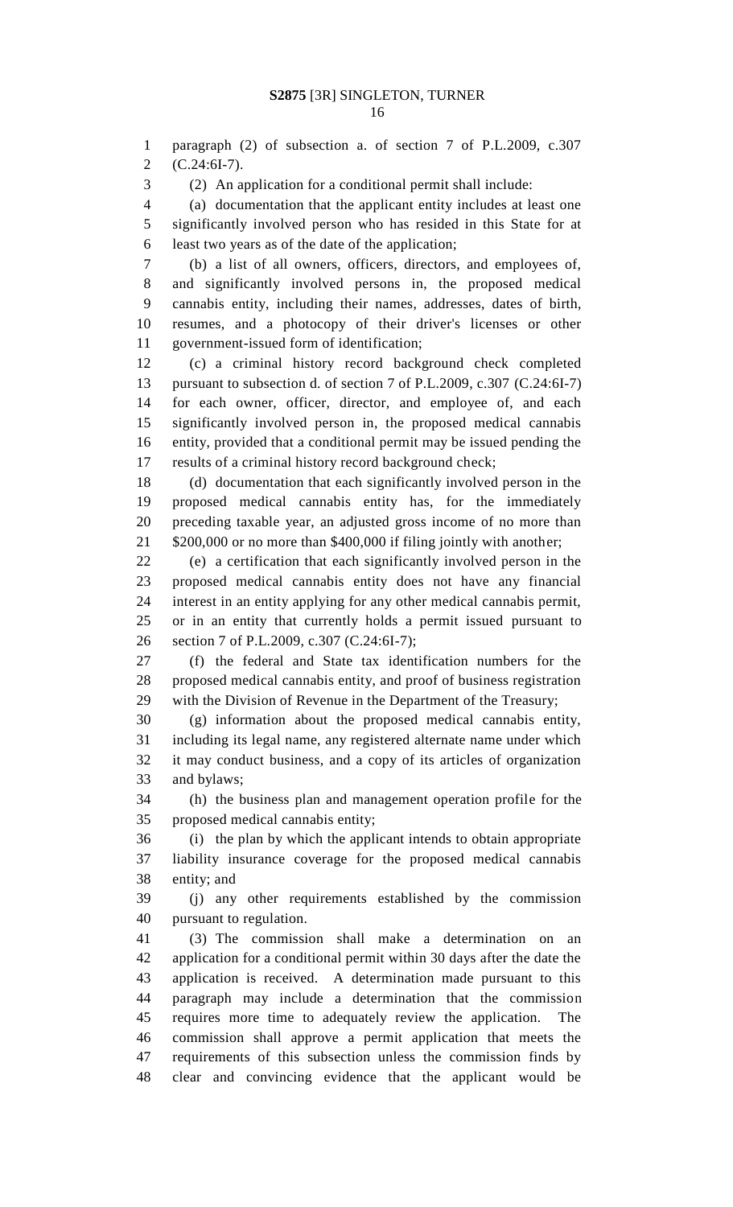paragraph (2) of subsection a. of section 7 of P.L.2009, c.307 (C.24:6I-7).

(2) An application for a conditional permit shall include:

(a) documentation that the applicant entity includes at least one significantly involved person who has resided in this State for at least two years as of the date of the application;

(b) a list of all owners, officers, directors, and employees of, and significantly involved persons in, the proposed medical cannabis entity, including their names, addresses, dates of birth, resumes, and a photocopy of their driver's licenses or other government-issued form of identification;

(c) a criminal history record background check completed pursuant to subsection d. of section 7 of P.L.2009, c.307 (C.24:6I-7) for each owner, officer, director, and employee of, and each significantly involved person in, the proposed medical cannabis entity, provided that a conditional permit may be issued pending the results of a criminal history record background check;

(d) documentation that each significantly involved person in the proposed medical cannabis entity has, for the immediately preceding taxable year, an adjusted gross income of no more than $200,000 or no more than $400,000 if filing jointly with another;

(e) a certification that each significantly involved person in the proposed medical cannabis entity does not have any financial interest in an entity applying for any other medical cannabis permit, or in an entity that currently holds a permit issued pursuant to section 7 of P.L.2009, c.307 (C.24:6I-7);

(f) the federal and State tax identification numbers for the proposed medical cannabis entity, and proof of business registration with the Division of Revenue in the Department of the Treasury;

(g) information about the proposed medical cannabis entity, including its legal name, any registered alternate name under which it may conduct business, and a copy of its articles of organization and bylaws;

(h) the business plan and management operation profile for the proposed medical cannabis entity;

(i) the plan by which the applicant intends to obtain appropriate liability insurance coverage for the proposed medical cannabis entity; and

(j) any other requirements established by the commission pursuant to regulation.

(3) The commission shall make a determination on an application for a conditional permit within 30 days after the date the application is received. A determination made pursuant to this paragraph may include a determination that the commission requires more time to adequately review the application. The commission shall approve a permit application that meets the requirements of this subsection unless the commission finds by clear and convincing evidence that the applicant would be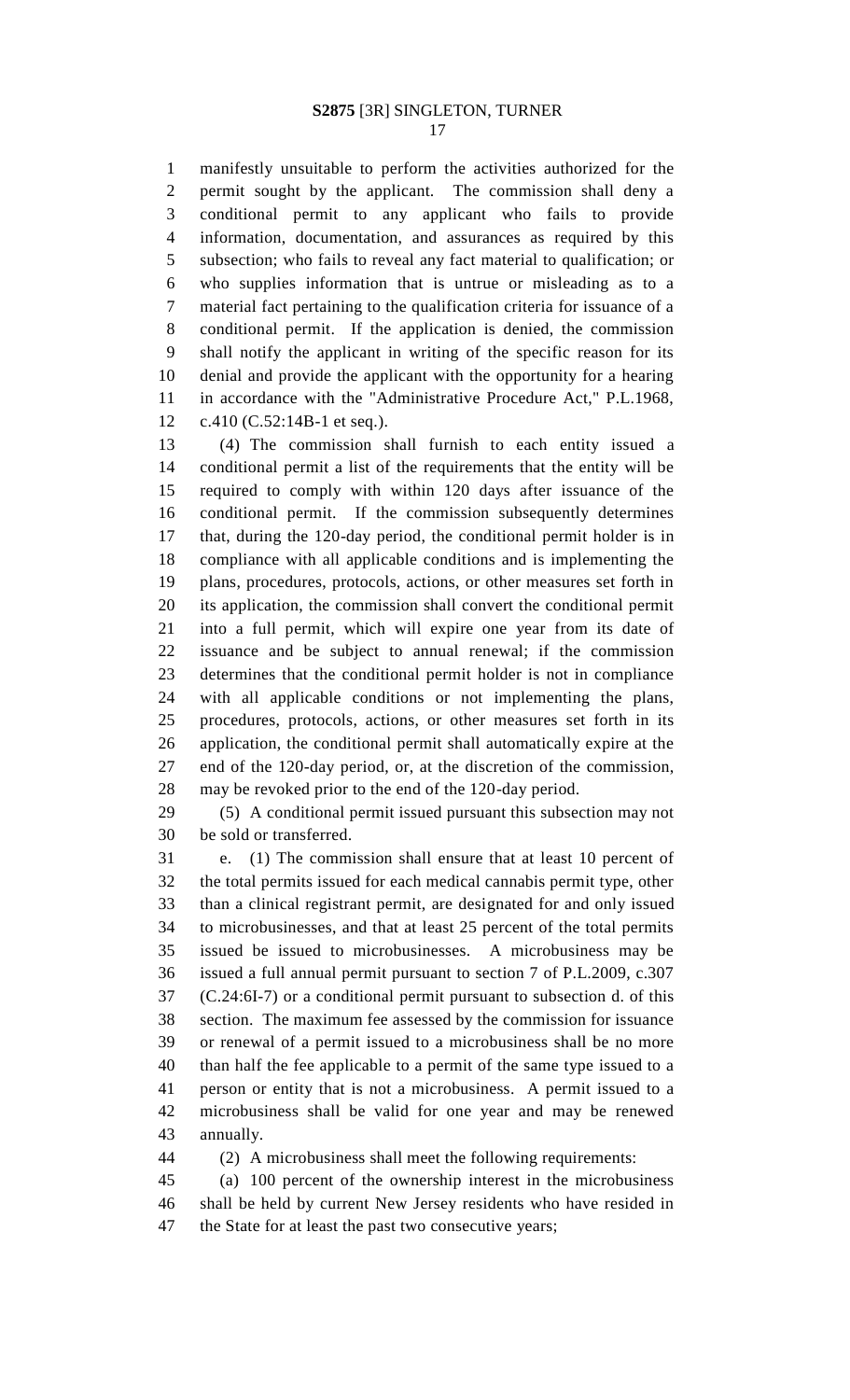manifestly unsuitable to perform the activities authorized for the permit sought by the applicant. The commission shall deny a conditional permit to any applicant who fails to provide information, documentation, and assurances as required by this subsection; who fails to reveal any fact material to qualification; or who supplies information that is untrue or misleading as to a material fact pertaining to the qualification criteria for issuance of a conditional permit. If the application is denied, the commission shall notify the applicant in writing of the specific reason for its denial and provide the applicant with the opportunity for a hearing in accordance with the "Administrative Procedure Act," P.L.1968, c.410 (C.52:14B-1 et seq.).

(4) The commission shall furnish to each entity issued a conditional permit a list of the requirements that the entity will be required to comply with within 120 days after issuance of the conditional permit. If the commission subsequently determines that, during the 120-day period, the conditional permit holder is in compliance with all applicable conditions and is implementing the plans, procedures, protocols, actions, or other measures set forth in its application, the commission shall convert the conditional permit into a full permit, which will expire one year from its date of issuance and be subject to annual renewal; if the commission determines that the conditional permit holder is not in compliance with all applicable conditions or not implementing the plans, procedures, protocols, actions, or other measures set forth in its application, the conditional permit shall automatically expire at the end of the 120-day period, or, at the discretion of the commission, may be revoked prior to the end of the 120-day period.

(5) A conditional permit issued pursuant this subsection may not be sold or transferred.

e. (1) The commission shall ensure that at least 10 percent of the total permits issued for each medical cannabis permit type, other than a clinical registrant permit, are designated for and only issued to microbusinesses, and that at least 25 percent of the total permits issued be issued to microbusinesses. A microbusiness may be issued a full annual permit pursuant to section 7 of P.L.2009, c.307 (C.24:6I-7) or a conditional permit pursuant to subsection d. of this section. The maximum fee assessed by the commission for issuance or renewal of a permit issued to a microbusiness shall be no more than half the fee applicable to a permit of the same type issued to a person or entity that is not a microbusiness. A permit issued to a microbusiness shall be valid for one year and may be renewed annually.

(2) A microbusiness shall meet the following requirements:

(a) 100 percent of the ownership interest in the microbusiness shall be held by current New Jersey residents who have resided in the State for at least the past two consecutive years;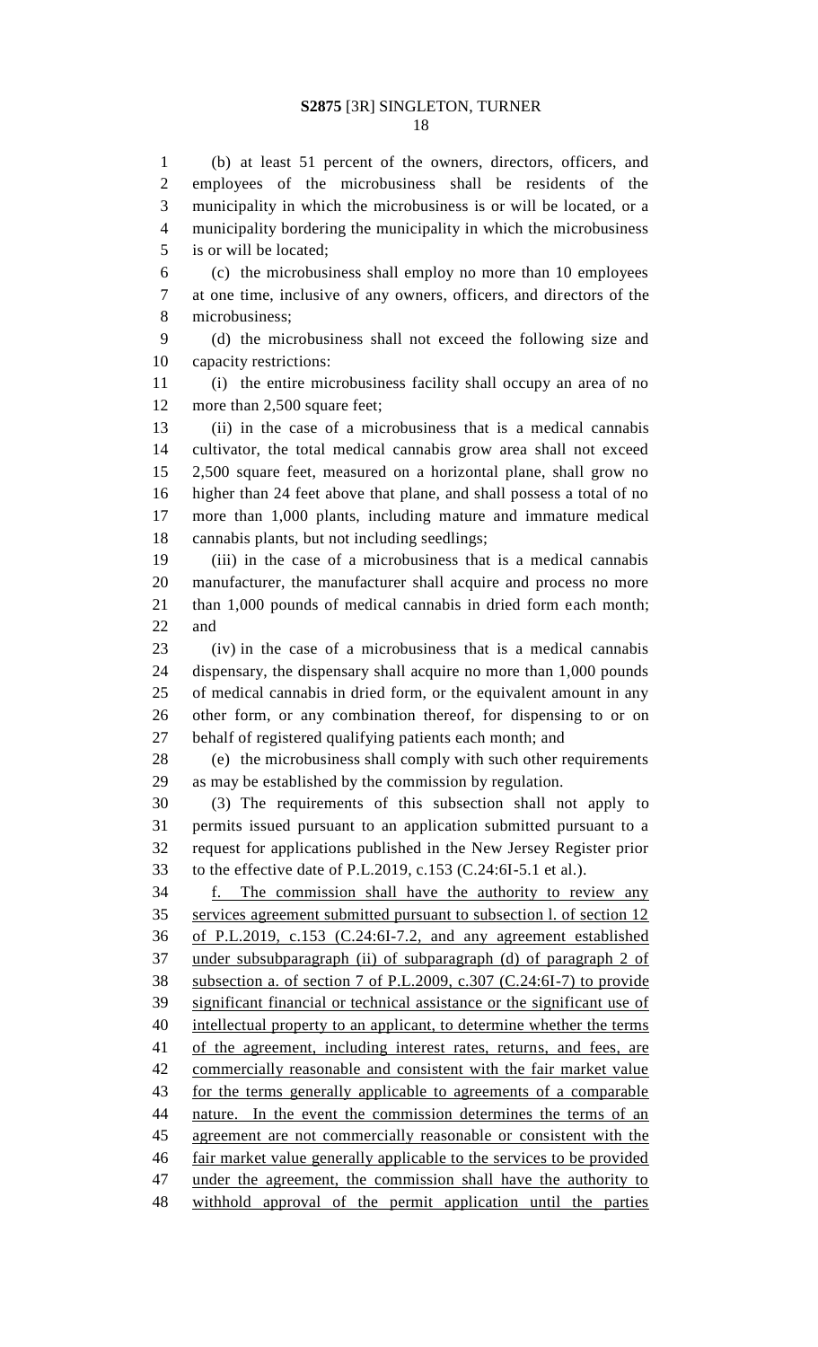(b) at least 51 percent of the owners, directors, officers, and employees of the microbusiness shall be residents of the municipality in which the microbusiness is or will be located, or a municipality bordering the municipality in which the microbusiness is or will be located;

(c) the microbusiness shall employ no more than 10 employees at one time, inclusive of any owners, officers, and directors of the microbusiness;

(d) the microbusiness shall not exceed the following size and capacity restrictions:

(i) the entire microbusiness facility shall occupy an area of no more than 2,500 square feet;

(ii) in the case of a microbusiness that is a medical cannabis cultivator, the total medical cannabis grow area shall not exceed 2,500 square feet, measured on a horizontal plane, shall grow no higher than 24 feet above that plane, and shall possess a total of no more than 1,000 plants, including mature and immature medical cannabis plants, but not including seedlings;

(iii) in the case of a microbusiness that is a medical cannabis manufacturer, the manufacturer shall acquire and process no more than 1,000 pounds of medical cannabis in dried form each month; and

(iv) in the case of a microbusiness that is a medical cannabis dispensary, the dispensary shall acquire no more than 1,000 pounds of medical cannabis in dried form, or the equivalent amount in any other form, or any combination thereof, for dispensing to or on behalf of registered qualifying patients each month; and

(e) the microbusiness shall comply with such other requirements as may be established by the commission by regulation.

(3) The requirements of this subsection shall not apply to permits issued pursuant to an application submitted pursuant to a request for applications published in the New Jersey Register prior to the effective date of P.L.2019, c.153 (C.24:6I-5.1 et al.).

f. The commission shall have the authority to review any services agreement submitted pursuant to subsection l. of section 12 of P.L.2019, c.153 (C.24:6I-7.2, and any agreement established under subsubparagraph (ii) of subparagraph (d) of paragraph 2 of subsection a. of section 7 of P.L.2009, c.307 (C.24:6I-7) to provide significant financial or technical assistance or the significant use of intellectual property to an applicant, to determine whether the terms of the agreement, including interest rates, returns, and fees, are commercially reasonable and consistent with the fair market value for the terms generally applicable to agreements of a comparable nature. In the event the commission determines the terms of an agreement are not commercially reasonable or consistent with the fair market value generally applicable to the services to be provided under the agreement, the commission shall have the authority to withhold approval of the permit application until the parties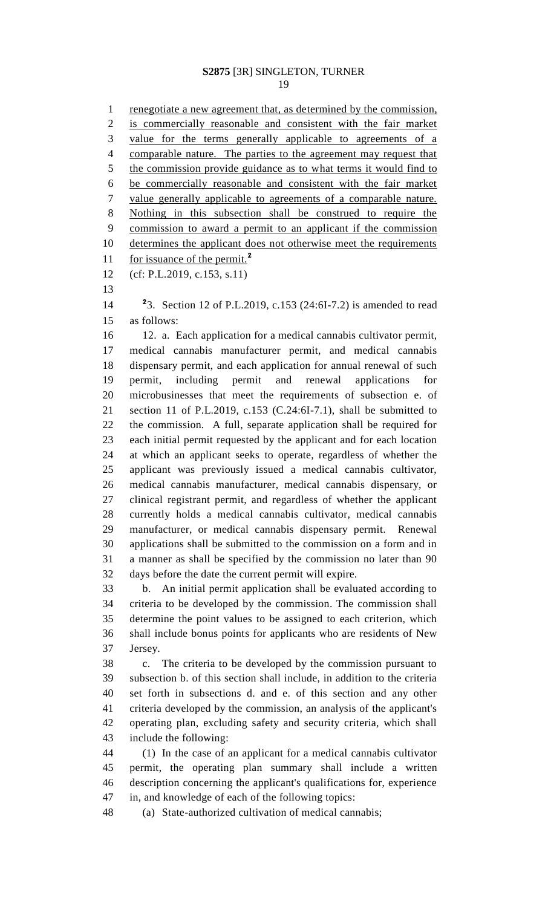renegotiate a new agreement that, as determined by the commission, is commercially reasonable and consistent with the fair market value for the terms generally applicable to agreements of a comparable nature. The parties to the agreement may request that the commission provide guidance as to what terms it would find to be commercially reasonable and consistent with the fair market value generally applicable to agreements of a comparable nature. Nothing in this subsection shall be construed to require the commission to award a permit to an applicant if the commission determines the applicant does not otherwise meet the requirements for issuance of the permit.[2]

(cf: P.L.2019, c.153, s.11)

[2]3. Section 12 of P.L.2019, c.153 (24:6I-7.2) is amended to read as follows:

12. a. Each application for a medical cannabis cultivator permit, medical cannabis manufacturer permit, and medical cannabis dispensary permit, and each application for annual renewal of such permit, including permit and renewal applications for microbusinesses that meet the requirements of subsection e. of section 11 of P.L.2019, c.153 (C.24:6I-7.1), shall be submitted to the commission. A full, separate application shall be required for each initial permit requested by the applicant and for each location at which an applicant seeks to operate, regardless of whether the applicant was previously issued a medical cannabis cultivator, medical cannabis manufacturer, medical cannabis dispensary, or clinical registrant permit, and regardless of whether the applicant currently holds a medical cannabis cultivator, medical cannabis manufacturer, or medical cannabis dispensary permit. Renewal applications shall be submitted to the commission on a form and in a manner as shall be specified by the commission no later than 90 days before the date the current permit will expire.

b. An initial permit application shall be evaluated according to criteria to be developed by the commission. The commission shall determine the point values to be assigned to each criterion, which shall include bonus points for applicants who are residents of New Jersey.

c. The criteria to be developed by the commission pursuant to subsection b. of this section shall include, in addition to the criteria set forth in subsections d. and e. of this section and any other criteria developed by the commission, an analysis of the applicant's operating plan, excluding safety and security criteria, which shall include the following:

(1) In the case of an applicant for a medical cannabis cultivator permit, the operating plan summary shall include a written description concerning the applicant's qualifications for, experience in, and knowledge of each of the following topics:

(a) State-authorized cultivation of medical cannabis;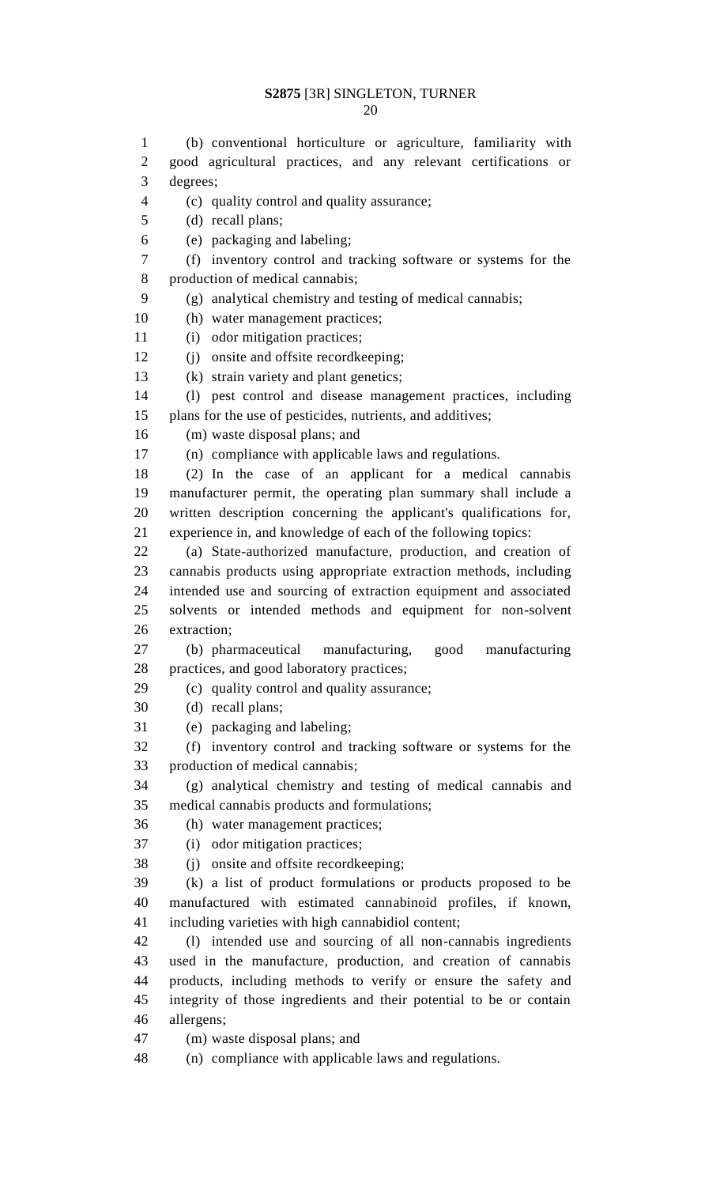(b) conventional horticulture or agriculture, familiarity with good agricultural practices, and any relevant certifications or degrees;

(c) quality control and quality assurance;

(d) recall plans;

(e) packaging and labeling;

(f) inventory control and tracking software or systems for the production of medical cannabis;

(g) analytical chemistry and testing of medical cannabis;

(h) water management practices;

(i) odor mitigation practices;

(j) onsite and offsite recordkeeping;

(k) strain variety and plant genetics;

(l) pest control and disease management practices, including plans for the use of pesticides, nutrients, and additives;

(m) waste disposal plans; and

(n) compliance with applicable laws and regulations.

(2) In the case of an applicant for a medical cannabis manufacturer permit, the operating plan summary shall include a written description concerning the applicant's qualifications for, experience in, and knowledge of each of the following topics:

(a) State-authorized manufacture, production, and creation of cannabis products using appropriate extraction methods, including intended use and sourcing of extraction equipment and associated solvents or intended methods and equipment for non-solvent extraction;

(b) pharmaceutical manufacturing, good manufacturing practices, and good laboratory practices;

(c) quality control and quality assurance;

(d) recall plans;

(e) packaging and labeling;

(f) inventory control and tracking software or systems for the production of medical cannabis;

(g) analytical chemistry and testing of medical cannabis and medical cannabis products and formulations;

(h) water management practices;

(i) odor mitigation practices;

(j) onsite and offsite recordkeeping;

(k) a list of product formulations or products proposed to be manufactured with estimated cannabinoid profiles, if known, including varieties with high cannabidiol content;

(l) intended use and sourcing of all non-cannabis ingredients used in the manufacture, production, and creation of cannabis products, including methods to verify or ensure the safety and integrity of those ingredients and their potential to be or contain allergens;

(m) waste disposal plans; and

(n) compliance with applicable laws and regulations.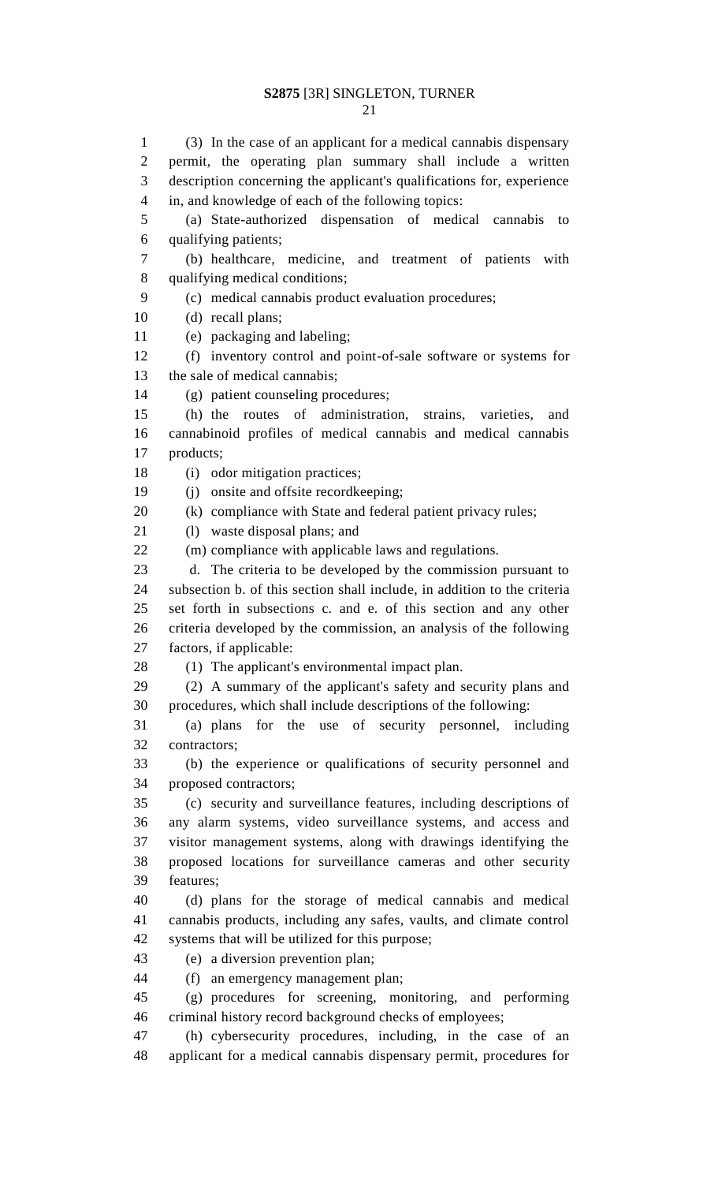(3) In the case of an applicant for a medical cannabis dispensary permit, the operating plan summary shall include a written description concerning the applicant's qualifications for, experience in, and knowledge of each of the following topics:

(a) State-authorized dispensation of medical cannabis to qualifying patients;

(b) healthcare, medicine, and treatment of patients with qualifying medical conditions;

(c) medical cannabis product evaluation procedures;

(d) recall plans;

(e) packaging and labeling;

(f) inventory control and point-of-sale software or systems for the sale of medical cannabis;

(g) patient counseling procedures;

(h) the routes of administration, strains, varieties, and cannabinoid profiles of medical cannabis and medical cannabis products;

(i) odor mitigation practices;

(j) onsite and offsite recordkeeping;

(k) compliance with State and federal patient privacy rules;

(l) waste disposal plans; and

(m) compliance with applicable laws and regulations.

d. The criteria to be developed by the commission pursuant to subsection b. of this section shall include, in addition to the criteria set forth in subsections c. and e. of this section and any other criteria developed by the commission, an analysis of the following factors, if applicable:

(1) The applicant's environmental impact plan.

(2) A summary of the applicant's safety and security plans and procedures, which shall include descriptions of the following:

(a) plans for the use of security personnel, including contractors;

(b) the experience or qualifications of security personnel and proposed contractors;

(c) security and surveillance features, including descriptions of any alarm systems, video surveillance systems, and access and visitor management systems, along with drawings identifying the proposed locations for surveillance cameras and other security features;

(d) plans for the storage of medical cannabis and medical cannabis products, including any safes, vaults, and climate control systems that will be utilized for this purpose;

(e) a diversion prevention plan;

(f) an emergency management plan;

(g) procedures for screening, monitoring, and performing criminal history record background checks of employees;

(h) cybersecurity procedures, including, in the case of an applicant for a medical cannabis dispensary permit, procedures for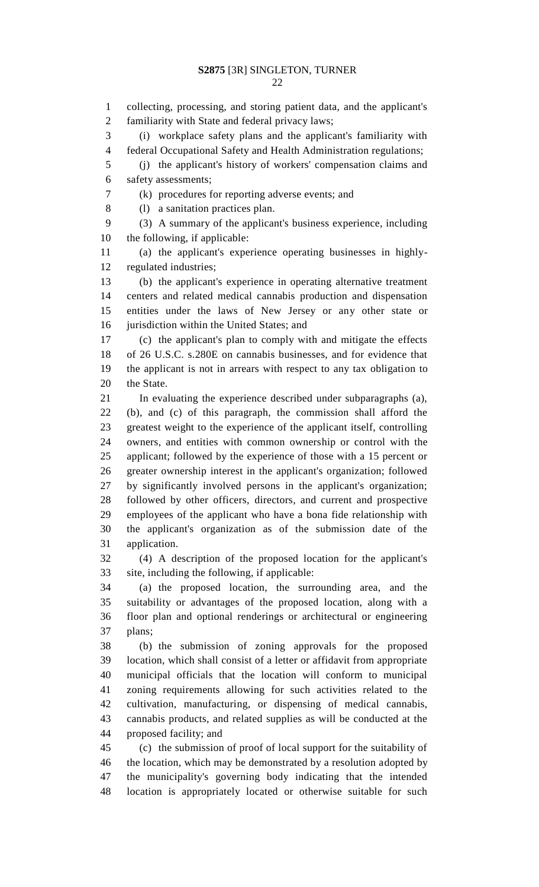collecting, processing, and storing patient data, and the applicant's familiarity with State and federal privacy laws;

(i) workplace safety plans and the applicant's familiarity with federal Occupational Safety and Health Administration regulations;

(j) the applicant's history of workers' compensation claims and safety assessments;

(k) procedures for reporting adverse events; and

(l) a sanitation practices plan.

(3) A summary of the applicant's business experience, including the following, if applicable:

(a) the applicant's experience operating businesses in highly-regulated industries;

(b) the applicant's experience in operating alternative treatment centers and related medical cannabis production and dispensation entities under the laws of New Jersey or any other state or jurisdiction within the United States; and

(c) the applicant's plan to comply with and mitigate the effects of 26 U.S.C. s.280E on cannabis businesses, and for evidence that the applicant is not in arrears with respect to any tax obligation to the State.

In evaluating the experience described under subparagraphs (a), (b), and (c) of this paragraph, the commission shall afford the greatest weight to the experience of the applicant itself, controlling owners, and entities with common ownership or control with the applicant; followed by the experience of those with a 15 percent or greater ownership interest in the applicant's organization; followed by significantly involved persons in the applicant's organization; followed by other officers, directors, and current and prospective employees of the applicant who have a bona fide relationship with the applicant's organization as of the submission date of the application.

(4) A description of the proposed location for the applicant's site, including the following, if applicable:

(a) the proposed location, the surrounding area, and the suitability or advantages of the proposed location, along with a floor plan and optional renderings or architectural or engineering plans;

(b) the submission of zoning approvals for the proposed location, which shall consist of a letter or affidavit from appropriate municipal officials that the location will conform to municipal zoning requirements allowing for such activities related to the cultivation, manufacturing, or dispensing of medical cannabis, cannabis products, and related supplies as will be conducted at the proposed facility; and

(c) the submission of proof of local support for the suitability of the location, which may be demonstrated by a resolution adopted by the municipality's governing body indicating that the intended location is appropriately located or otherwise suitable for such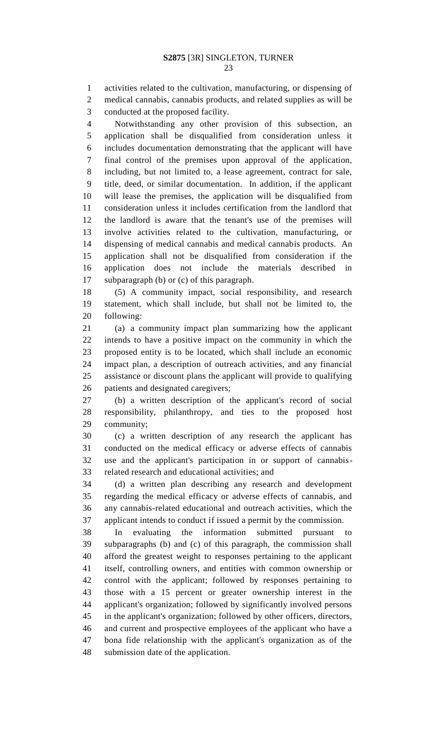activities related to the cultivation, manufacturing, or dispensing of medical cannabis, cannabis products, and related supplies as will be conducted at the proposed facility.

Notwithstanding any other provision of this subsection, an application shall be disqualified from consideration unless it includes documentation demonstrating that the applicant will have final control of the premises upon approval of the application, including, but not limited to, a lease agreement, contract for sale, title, deed, or similar documentation. In addition, if the applicant will lease the premises, the application will be disqualified from consideration unless it includes certification from the landlord that the landlord is aware that the tenant's use of the premises will involve activities related to the cultivation, manufacturing, or dispensing of medical cannabis and medical cannabis products. An application shall not be disqualified from consideration if the application does not include the materials described in subparagraph (b) or (c) of this paragraph.

(5) A community impact, social responsibility, and research statement, which shall include, but shall not be limited to, the following:

(a) a community impact plan summarizing how the applicant intends to have a positive impact on the community in which the proposed entity is to be located, which shall include an economic impact plan, a description of outreach activities, and any financial assistance or discount plans the applicant will provide to qualifying patients and designated caregivers;

(b) a written description of the applicant's record of social responsibility, philanthropy, and ties to the proposed host community;

(c) a written description of any research the applicant has conducted on the medical efficacy or adverse effects of cannabis use and the applicant's participation in or support of cannabis-related research and educational activities; and

(d) a written plan describing any research and development regarding the medical efficacy or adverse effects of cannabis, and any cannabis-related educational and outreach activities, which the applicant intends to conduct if issued a permit by the commission.

In evaluating the information submitted pursuant to subparagraphs (b) and (c) of this paragraph, the commission shall afford the greatest weight to responses pertaining to the applicant itself, controlling owners, and entities with common ownership or control with the applicant; followed by responses pertaining to those with a 15 percent or greater ownership interest in the applicant's organization; followed by significantly involved persons in the applicant's organization; followed by other officers, directors, and current and prospective employees of the applicant who have a bona fide relationship with the applicant's organization as of the submission date of the application.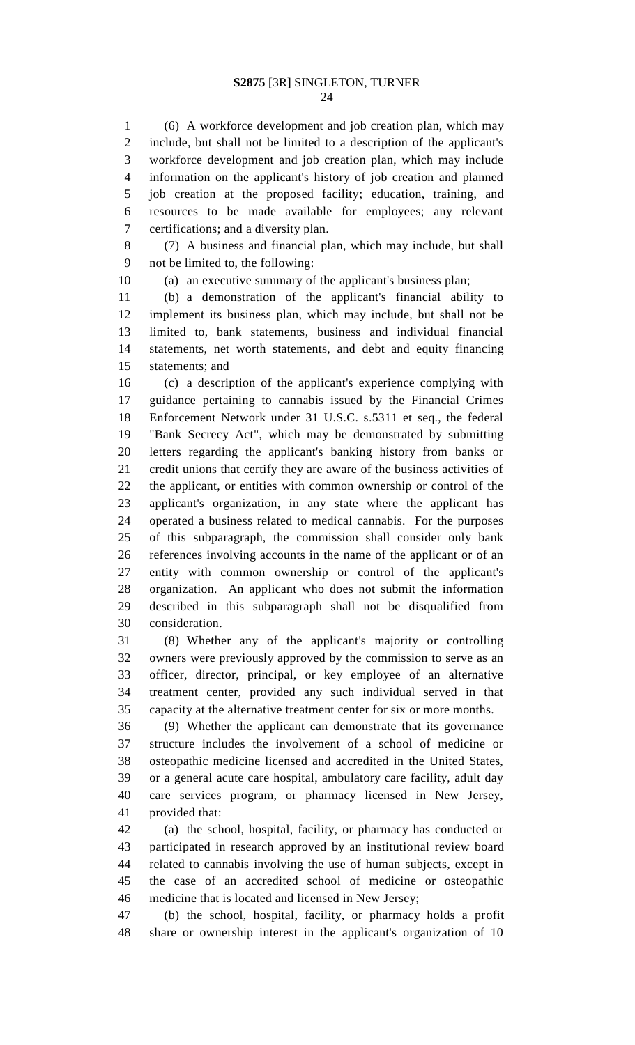(6) A workforce development and job creation plan, which may include, but shall not be limited to a description of the applicant's workforce development and job creation plan, which may include information on the applicant's history of job creation and planned job creation at the proposed facility; education, training, and resources to be made available for employees; any relevant certifications; and a diversity plan.

(7) A business and financial plan, which may include, but shall not be limited to, the following:

(a) an executive summary of the applicant's business plan;

(b) a demonstration of the applicant's financial ability to implement its business plan, which may include, but shall not be limited to, bank statements, business and individual financial statements, net worth statements, and debt and equity financing statements; and

(c) a description of the applicant's experience complying with guidance pertaining to cannabis issued by the Financial Crimes Enforcement Network under 31 U.S.C. s.5311 et seq., the federal "Bank Secrecy Act", which may be demonstrated by submitting letters regarding the applicant's banking history from banks or credit unions that certify they are aware of the business activities of the applicant, or entities with common ownership or control of the applicant's organization, in any state where the applicant has operated a business related to medical cannabis. For the purposes of this subparagraph, the commission shall consider only bank references involving accounts in the name of the applicant or of an entity with common ownership or control of the applicant's organization. An applicant who does not submit the information described in this subparagraph shall not be disqualified from consideration.

(8) Whether any of the applicant's majority or controlling owners were previously approved by the commission to serve as an officer, director, principal, or key employee of an alternative treatment center, provided any such individual served in that capacity at the alternative treatment center for six or more months.

(9) Whether the applicant can demonstrate that its governance structure includes the involvement of a school of medicine or osteopathic medicine licensed and accredited in the United States, or a general acute care hospital, ambulatory care facility, adult day care services program, or pharmacy licensed in New Jersey, provided that:

(a) the school, hospital, facility, or pharmacy has conducted or participated in research approved by an institutional review board related to cannabis involving the use of human subjects, except in the case of an accredited school of medicine or osteopathic medicine that is located and licensed in New Jersey;

(b) the school, hospital, facility, or pharmacy holds a profit share or ownership interest in the applicant's organization of 10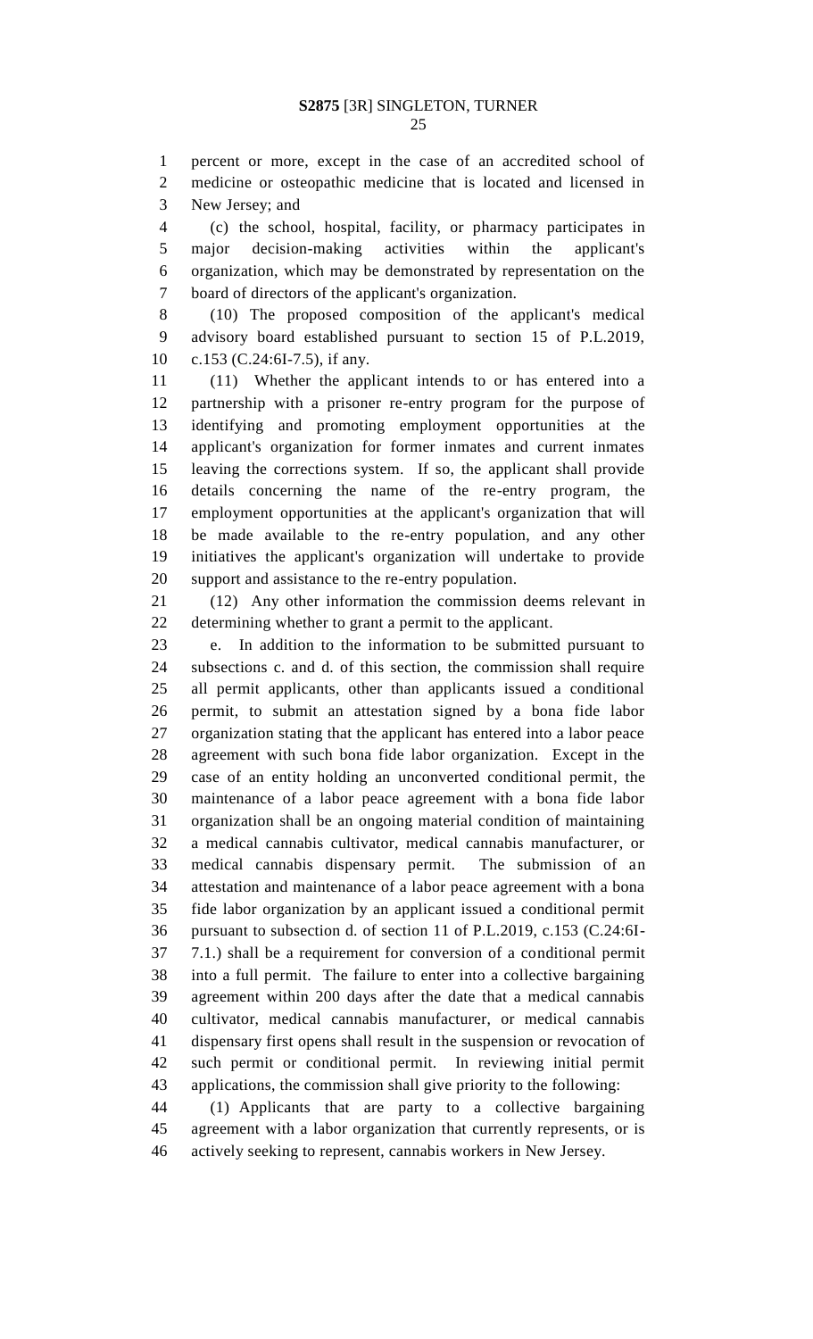percent or more, except in the case of an accredited school of medicine or osteopathic medicine that is located and licensed in New Jersey; and

(c) the school, hospital, facility, or pharmacy participates in major decision-making activities within the applicant's organization, which may be demonstrated by representation on the board of directors of the applicant's organization.

(10) The proposed composition of the applicant's medical advisory board established pursuant to section 15 of P.L.2019, c.153 (C.24:6I-7.5), if any.

(11) Whether the applicant intends to or has entered into a partnership with a prisoner re-entry program for the purpose of identifying and promoting employment opportunities at the applicant's organization for former inmates and current inmates leaving the corrections system. If so, the applicant shall provide details concerning the name of the re-entry program, the employment opportunities at the applicant's organization that will be made available to the re-entry population, and any other initiatives the applicant's organization will undertake to provide support and assistance to the re-entry population.

(12) Any other information the commission deems relevant in determining whether to grant a permit to the applicant.

e. In addition to the information to be submitted pursuant to subsections c. and d. of this section, the commission shall require all permit applicants, other than applicants issued a conditional permit, to submit an attestation signed by a bona fide labor organization stating that the applicant has entered into a labor peace agreement with such bona fide labor organization. Except in the case of an entity holding an unconverted conditional permit, the maintenance of a labor peace agreement with a bona fide labor organization shall be an ongoing material condition of maintaining a medical cannabis cultivator, medical cannabis manufacturer, or medical cannabis dispensary permit. The submission of an attestation and maintenance of a labor peace agreement with a bona fide labor organization by an applicant issued a conditional permit pursuant to subsection d. of section 11 of P.L.2019, c.153 (C.24:6I-7.1.) shall be a requirement for conversion of a conditional permit into a full permit. The failure to enter into a collective bargaining agreement within 200 days after the date that a medical cannabis cultivator, medical cannabis manufacturer, or medical cannabis dispensary first opens shall result in the suspension or revocation of such permit or conditional permit. In reviewing initial permit applications, the commission shall give priority to the following:

(1) Applicants that are party to a collective bargaining agreement with a labor organization that currently represents, or is actively seeking to represent, cannabis workers in New Jersey.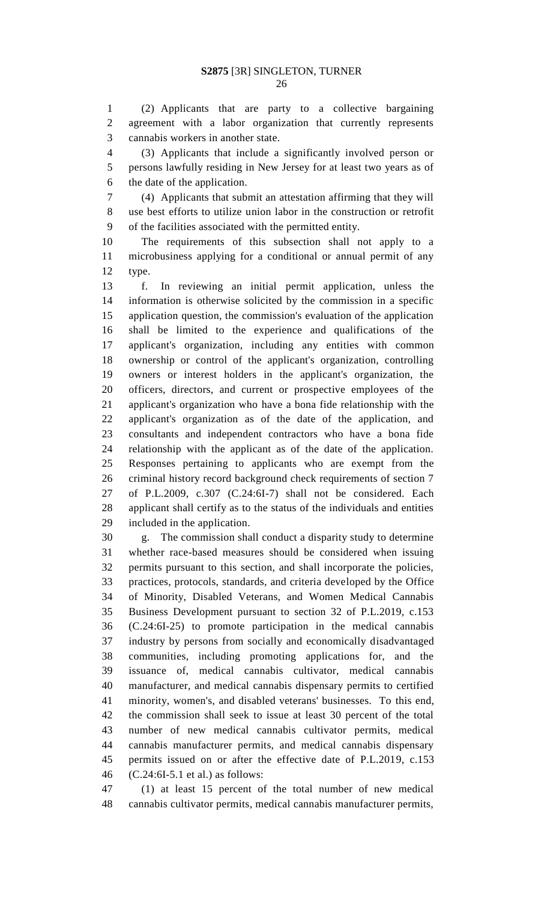(2) Applicants that are party to a collective bargaining agreement with a labor organization that currently represents cannabis workers in another state.

(3) Applicants that include a significantly involved person or persons lawfully residing in New Jersey for at least two years as of the date of the application.

(4) Applicants that submit an attestation affirming that they will use best efforts to utilize union labor in the construction or retrofit of the facilities associated with the permitted entity.

The requirements of this subsection shall not apply to a microbusiness applying for a conditional or annual permit of any type.

f. In reviewing an initial permit application, unless the information is otherwise solicited by the commission in a specific application question, the commission's evaluation of the application shall be limited to the experience and qualifications of the applicant's organization, including any entities with common ownership or control of the applicant's organization, controlling owners or interest holders in the applicant's organization, the officers, directors, and current or prospective employees of the applicant's organization who have a bona fide relationship with the applicant's organization as of the date of the application, and consultants and independent contractors who have a bona fide relationship with the applicant as of the date of the application. Responses pertaining to applicants who are exempt from the criminal history record background check requirements of section 7 of P.L.2009, c.307 (C.24:6I-7) shall not be considered. Each applicant shall certify as to the status of the individuals and entities included in the application.

g. The commission shall conduct a disparity study to determine whether race-based measures should be considered when issuing permits pursuant to this section, and shall incorporate the policies, practices, protocols, standards, and criteria developed by the Office of Minority, Disabled Veterans, and Women Medical Cannabis Business Development pursuant to section 32 of P.L.2019, c.153 (C.24:6I-25) to promote participation in the medical cannabis industry by persons from socially and economically disadvantaged communities, including promoting applications for, and the issuance of, medical cannabis cultivator, medical cannabis manufacturer, and medical cannabis dispensary permits to certified minority, women's, and disabled veterans' businesses. To this end, the commission shall seek to issue at least 30 percent of the total number of new medical cannabis cultivator permits, medical cannabis manufacturer permits, and medical cannabis dispensary permits issued on or after the effective date of P.L.2019, c.153 (C.24:6I-5.1 et al.) as follows:

(1) at least 15 percent of the total number of new medical cannabis cultivator permits, medical cannabis manufacturer permits,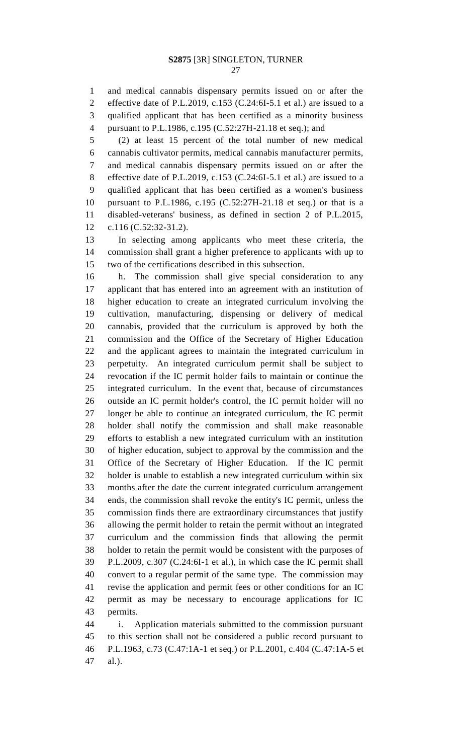and medical cannabis dispensary permits issued on or after the effective date of P.L.2019, c.153 (C.24:6I-5.1 et al.) are issued to a qualified applicant that has been certified as a minority business pursuant to P.L.1986, c.195 (C.52:27H-21.18 et seq.); and

(2) at least 15 percent of the total number of new medical cannabis cultivator permits, medical cannabis manufacturer permits, and medical cannabis dispensary permits issued on or after the effective date of P.L.2019, c.153 (C.24:6I-5.1 et al.) are issued to a qualified applicant that has been certified as a women's business pursuant to P.L.1986, c.195 (C.52:27H-21.18 et seq.) or that is a disabled-veterans' business, as defined in section 2 of P.L.2015, c.116 (C.52:32-31.2).

In selecting among applicants who meet these criteria, the commission shall grant a higher preference to applicants with up to two of the certifications described in this subsection.

h. The commission shall give special consideration to any applicant that has entered into an agreement with an institution of higher education to create an integrated curriculum involving the cultivation, manufacturing, dispensing or delivery of medical cannabis, provided that the curriculum is approved by both the commission and the Office of the Secretary of Higher Education and the applicant agrees to maintain the integrated curriculum in perpetuity. An integrated curriculum permit shall be subject to revocation if the IC permit holder fails to maintain or continue the integrated curriculum. In the event that, because of circumstances outside an IC permit holder's control, the IC permit holder will no longer be able to continue an integrated curriculum, the IC permit holder shall notify the commission and shall make reasonable efforts to establish a new integrated curriculum with an institution of higher education, subject to approval by the commission and the Office of the Secretary of Higher Education. If the IC permit holder is unable to establish a new integrated curriculum within six months after the date the current integrated curriculum arrangement ends, the commission shall revoke the entity's IC permit, unless the commission finds there are extraordinary circumstances that justify allowing the permit holder to retain the permit without an integrated curriculum and the commission finds that allowing the permit holder to retain the permit would be consistent with the purposes of P.L.2009, c.307 (C.24:6I-1 et al.), in which case the IC permit shall convert to a regular permit of the same type. The commission may revise the application and permit fees or other conditions for an IC permit as may be necessary to encourage applications for IC permits.

i. Application materials submitted to the commission pursuant to this section shall not be considered a public record pursuant to P.L.1963, c.73 (C.47:1A-1 et seq.) or P.L.2001, c.404 (C.47:1A-5 et al.).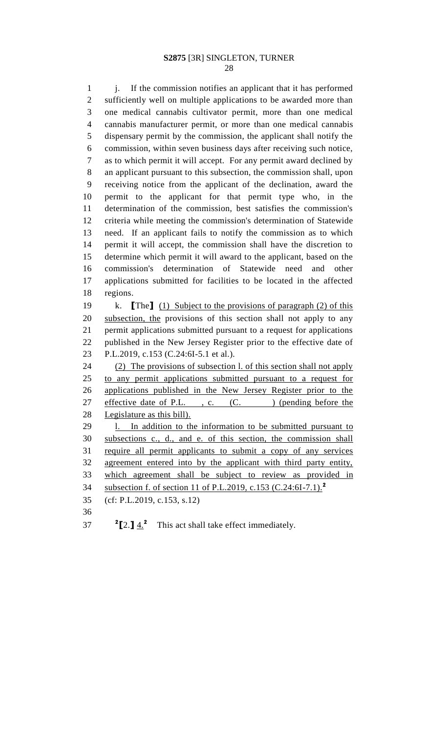j. If the commission notifies an applicant that it has performed sufficiently well on multiple applications to be awarded more than one medical cannabis cultivator permit, more than one medical cannabis manufacturer permit, or more than one medical cannabis dispensary permit by the commission, the applicant shall notify the commission, within seven business days after receiving such notice, as to which permit it will accept. For any permit award declined by an applicant pursuant to this subsection, the commission shall, upon receiving notice from the applicant of the declination, award the permit to the applicant for that permit type who, in the determination of the commission, best satisfies the commission's criteria while meeting the commission's determination of Statewide need. If an applicant fails to notify the commission as to which permit it will accept, the commission shall have the discretion to determine which permit it will award to the applicant, based on the commission's determination of Statewide need and other applications submitted for facilities to be located in the affected regions.

k. [The] (1) Subject to the provisions of paragraph (2) of this subsection, the provisions of this section shall not apply to any permit applications submitted pursuant to a request for applications published in the New Jersey Register prior to the effective date of P.L.2019, c.153 (C.24:6I-5.1 et al.).

(2) The provisions of subsection l. of this section shall not apply to any permit applications submitted pursuant to a request for applications published in the New Jersey Register prior to the effective date of P.L. , c. (C. ) (pending before the Legislature as this bill).

l. In addition to the information to be submitted pursuant to subsections c., d., and e. of this section, the commission shall require all permit applicants to submit a copy of any services agreement entered into by the applicant with third party entity, which agreement shall be subject to review as provided in subsection f. of section 11 of P.L.2019, c.153 (C.24:6I-7.1).[2]

(cf: P.L.2019, c.153, s.12)

[2][2.] 4.[2] This act shall take effect immediately.